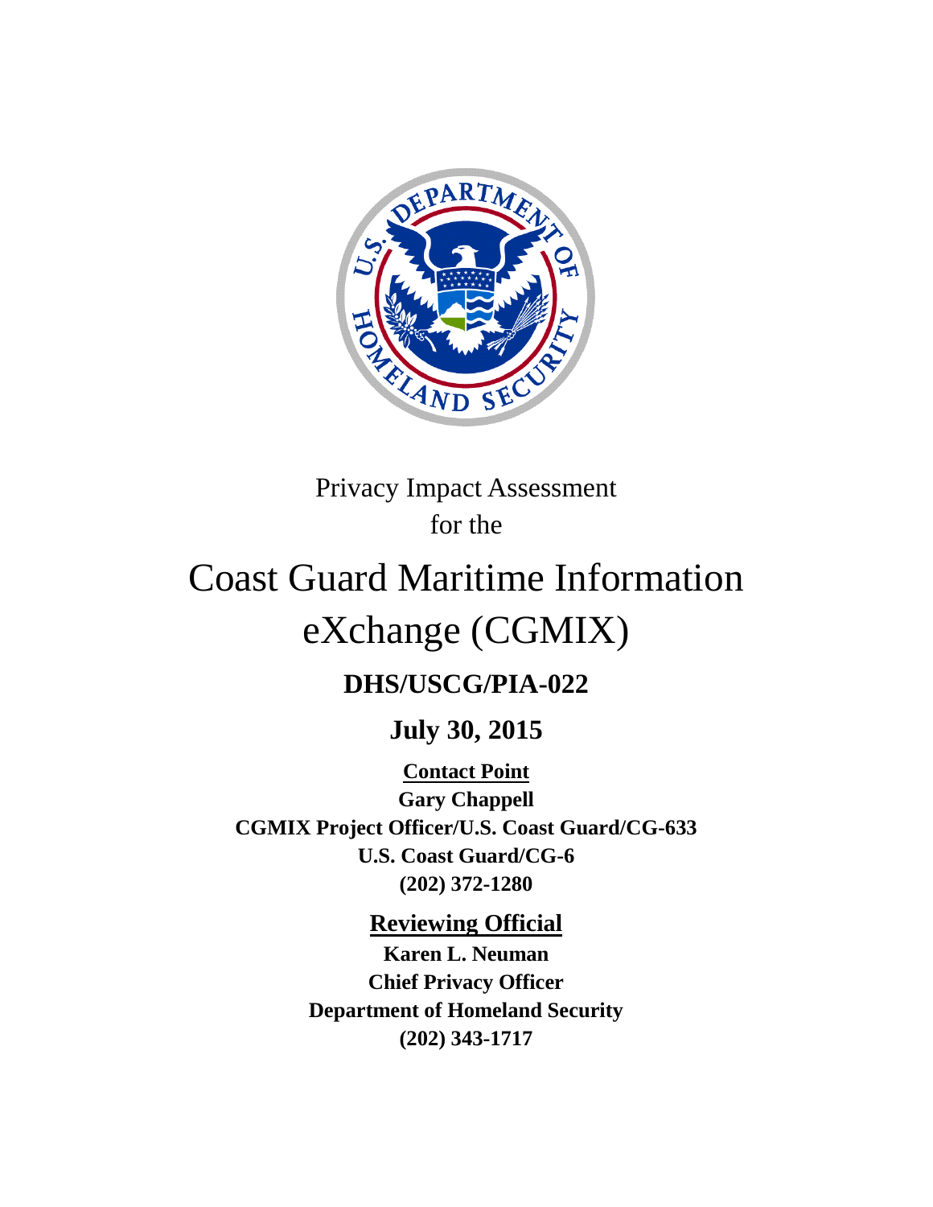Privacy Impact Assessment
for the

# Coast Guard Maritime Information eXchange (CGMIX)

**DHS/USCG/PIA-022**

**July 30, 2015**

**Contact Point**
**Gary Chappell**
**CGMIX Project Officer/U.S. Coast Guard/CG-633**
**U.S. Coast Guard/CG-6**
**(202) 372-1280**

**Reviewing Official**
**Karen L. Neuman**
**Chief Privacy Officer**
**Department of Homeland Security**
**(202) 343-1717**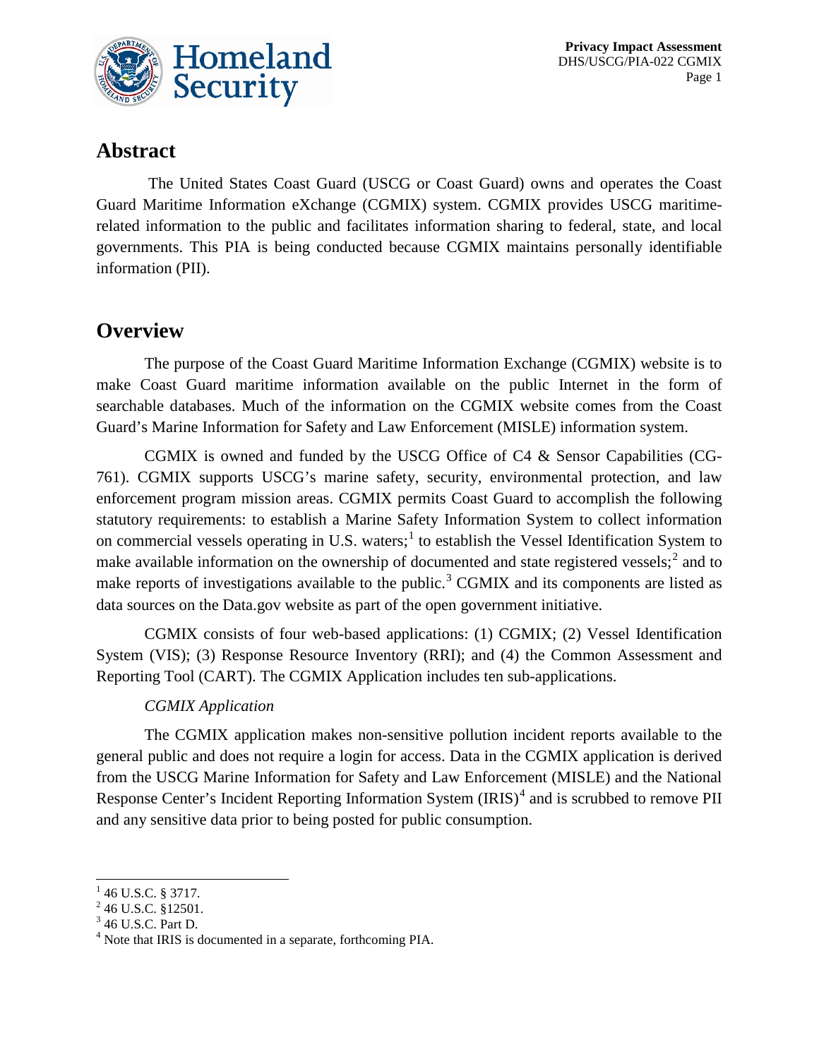## Abstract

The United States Coast Guard (USCG or Coast Guard) owns and operates the Coast Guard Maritime Information eXchange (CGMIX) system. CGMIX provides USCG maritime-related information to the public and facilitates information sharing to federal, state, and local governments. This PIA is being conducted because CGMIX maintains personally identifiable information (PII).

## Overview

The purpose of the Coast Guard Maritime Information Exchange (CGMIX) website is to make Coast Guard maritime information available on the public Internet in the form of searchable databases. Much of the information on the CGMIX website comes from the Coast Guard's Marine Information for Safety and Law Enforcement (MISLE) information system.

CGMIX is owned and funded by the USCG Office of C4 & Sensor Capabilities (CG-761). CGMIX supports USCG's marine safety, security, environmental protection, and law enforcement program mission areas. CGMIX permits Coast Guard to accomplish the following statutory requirements: to establish a Marine Safety Information System to collect information on commercial vessels operating in U.S. waters;[1] to establish the Vessel Identification System to make available information on the ownership of documented and state registered vessels;[2] and to make reports of investigations available to the public.[3] CGMIX and its components are listed as data sources on the Data.gov website as part of the open government initiative.

CGMIX consists of four web-based applications: (1) CGMIX; (2) Vessel Identification System (VIS); (3) Response Resource Inventory (RRI); and (4) the Common Assessment and Reporting Tool (CART). The CGMIX Application includes ten sub-applications.

*CGMIX Application*

The CGMIX application makes non-sensitive pollution incident reports available to the general public and does not require a login for access. Data in the CGMIX application is derived from the USCG Marine Information for Safety and Law Enforcement (MISLE) and the National Response Center's Incident Reporting Information System (IRIS)[4] and is scrubbed to remove PII and any sensitive data prior to being posted for public consumption.

---

[1] 46 U.S.C. § 3717.

[2] 46 U.S.C. §12501.

[3] 46 U.S.C. Part D.

[4] Note that IRIS is documented in a separate, forthcoming PIA.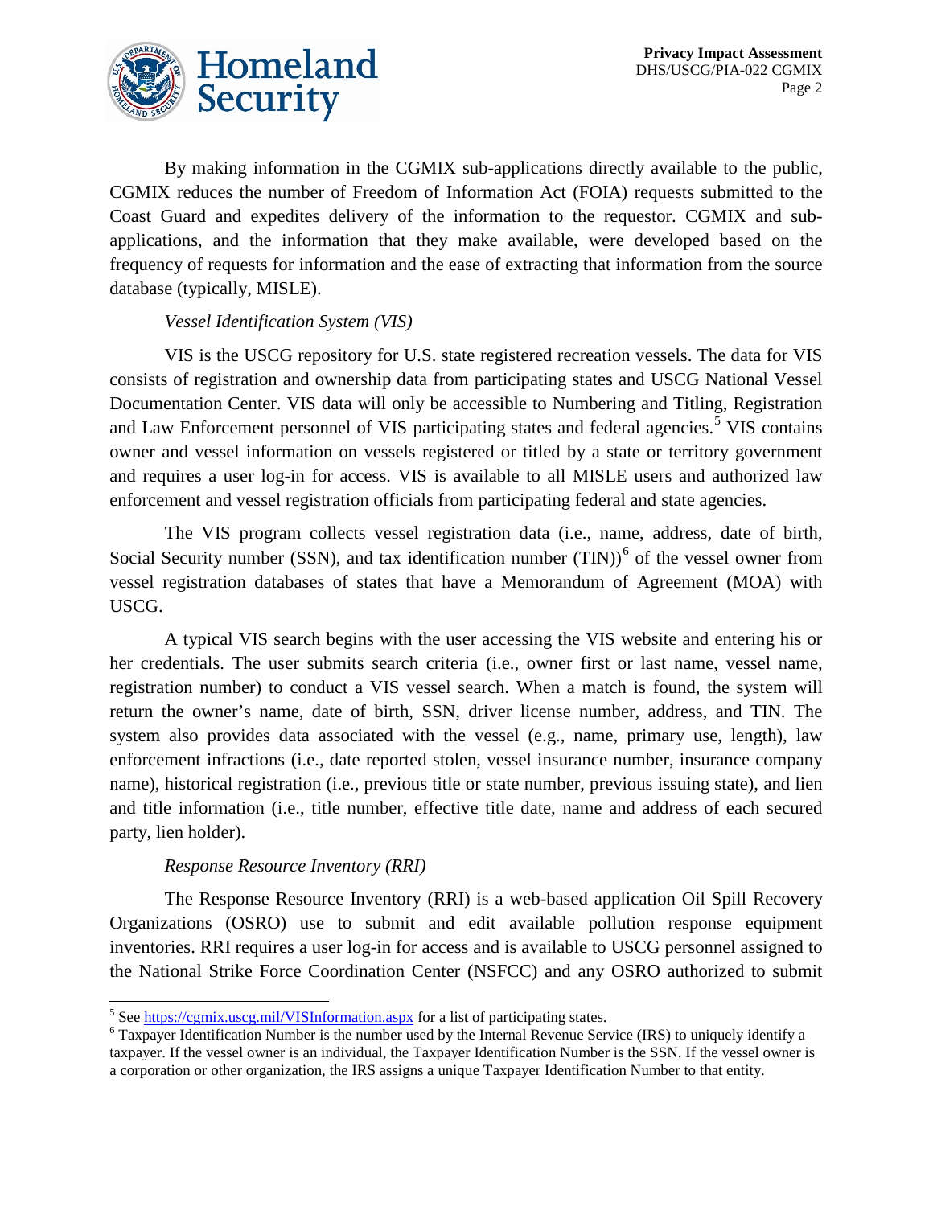By making information in the CGMIX sub-applications directly available to the public, CGMIX reduces the number of Freedom of Information Act (FOIA) requests submitted to the Coast Guard and expedites delivery of the information to the requestor. CGMIX and sub-applications, and the information that they make available, were developed based on the frequency of requests for information and the ease of extracting that information from the source database (typically, MISLE).

*Vessel Identification System (VIS)*

VIS is the USCG repository for U.S. state registered recreation vessels. The data for VIS consists of registration and ownership data from participating states and USCG National Vessel Documentation Center. VIS data will only be accessible to Numbering and Titling, Registration and Law Enforcement personnel of VIS participating states and federal agencies.[5] VIS contains owner and vessel information on vessels registered or titled by a state or territory government and requires a user log-in for access. VIS is available to all MISLE users and authorized law enforcement and vessel registration officials from participating federal and state agencies.

The VIS program collects vessel registration data (i.e., name, address, date of birth, Social Security number (SSN), and tax identification number (TIN))[6] of the vessel owner from vessel registration databases of states that have a Memorandum of Agreement (MOA) with USCG.

A typical VIS search begins with the user accessing the VIS website and entering his or her credentials. The user submits search criteria (i.e., owner first or last name, vessel name, registration number) to conduct a VIS vessel search. When a match is found, the system will return the owner's name, date of birth, SSN, driver license number, address, and TIN. The system also provides data associated with the vessel (e.g., name, primary use, length), law enforcement infractions (i.e., date reported stolen, vessel insurance number, insurance company name), historical registration (i.e., previous title or state number, previous issuing state), and lien and title information (i.e., title number, effective title date, name and address of each secured party, lien holder).

*Response Resource Inventory (RRI)*

The Response Resource Inventory (RRI) is a web-based application Oil Spill Recovery Organizations (OSRO) use to submit and edit available pollution response equipment inventories. RRI requires a user log-in for access and is available to USCG personnel assigned to the National Strike Force Coordination Center (NSFCC) and any OSRO authorized to submit

---

[5] See https://cgmix.uscg.mil/VISInformation.aspx for a list of participating states.

[6] Taxpayer Identification Number is the number used by the Internal Revenue Service (IRS) to uniquely identify a taxpayer. If the vessel owner is an individual, the Taxpayer Identification Number is the SSN. If the vessel owner is a corporation or other organization, the IRS assigns a unique Taxpayer Identification Number to that entity.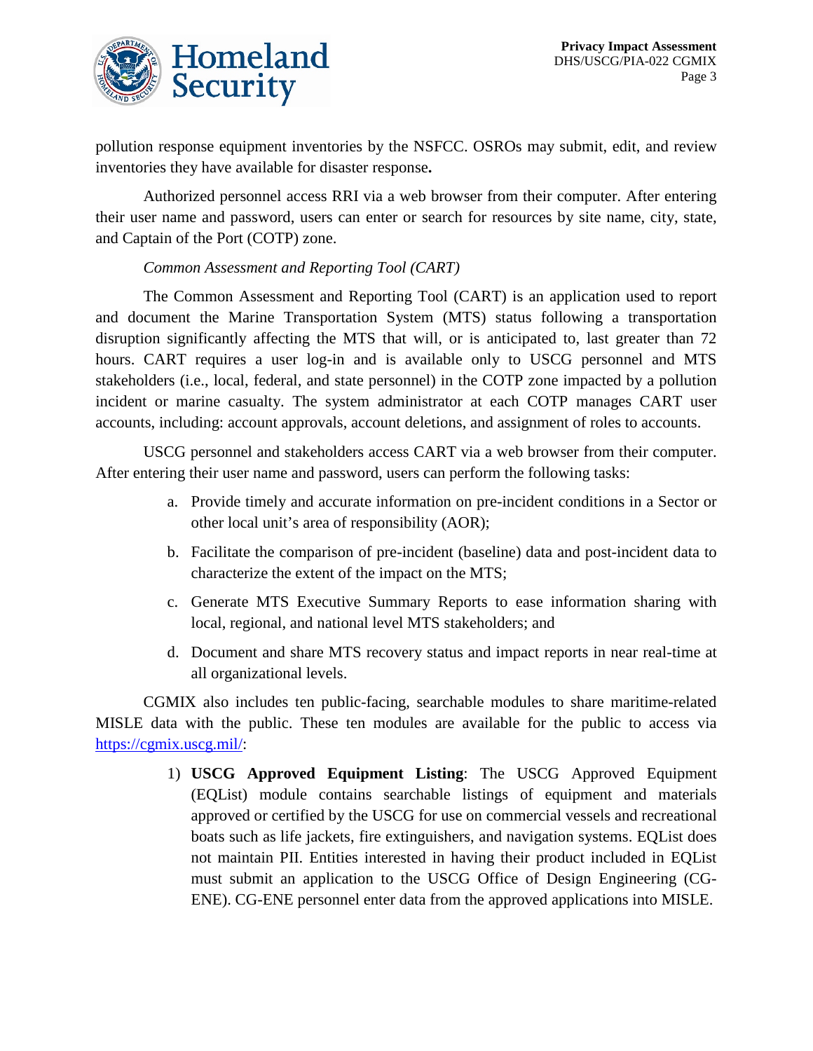pollution response equipment inventories by the NSFCC. OSROs may submit, edit, and review inventories they have available for disaster response**.**

Authorized personnel access RRI via a web browser from their computer. After entering their user name and password, users can enter or search for resources by site name, city, state, and Captain of the Port (COTP) zone.

*Common Assessment and Reporting Tool (CART)*

The Common Assessment and Reporting Tool (CART) is an application used to report and document the Marine Transportation System (MTS) status following a transportation disruption significantly affecting the MTS that will, or is anticipated to, last greater than 72 hours. CART requires a user log-in and is available only to USCG personnel and MTS stakeholders (i.e., local, federal, and state personnel) in the COTP zone impacted by a pollution incident or marine casualty. The system administrator at each COTP manages CART user accounts, including: account approvals, account deletions, and assignment of roles to accounts.

USCG personnel and stakeholders access CART via a web browser from their computer. After entering their user name and password, users can perform the following tasks:

a. Provide timely and accurate information on pre-incident conditions in a Sector or other local unit's area of responsibility (AOR);

b. Facilitate the comparison of pre-incident (baseline) data and post-incident data to characterize the extent of the impact on the MTS;

c. Generate MTS Executive Summary Reports to ease information sharing with local, regional, and national level MTS stakeholders; and

d. Document and share MTS recovery status and impact reports in near real-time at all organizational levels.

CGMIX also includes ten public-facing, searchable modules to share maritime-related MISLE data with the public. These ten modules are available for the public to access via [https://cgmix.uscg.mil/](https://cgmix.uscg.mil/):

1) **USCG Approved Equipment Listing**: The USCG Approved Equipment (EQList) module contains searchable listings of equipment and materials approved or certified by the USCG for use on commercial vessels and recreational boats such as life jackets, fire extinguishers, and navigation systems. EQList does not maintain PII. Entities interested in having their product included in EQList must submit an application to the USCG Office of Design Engineering (CG-ENE). CG-ENE personnel enter data from the approved applications into MISLE.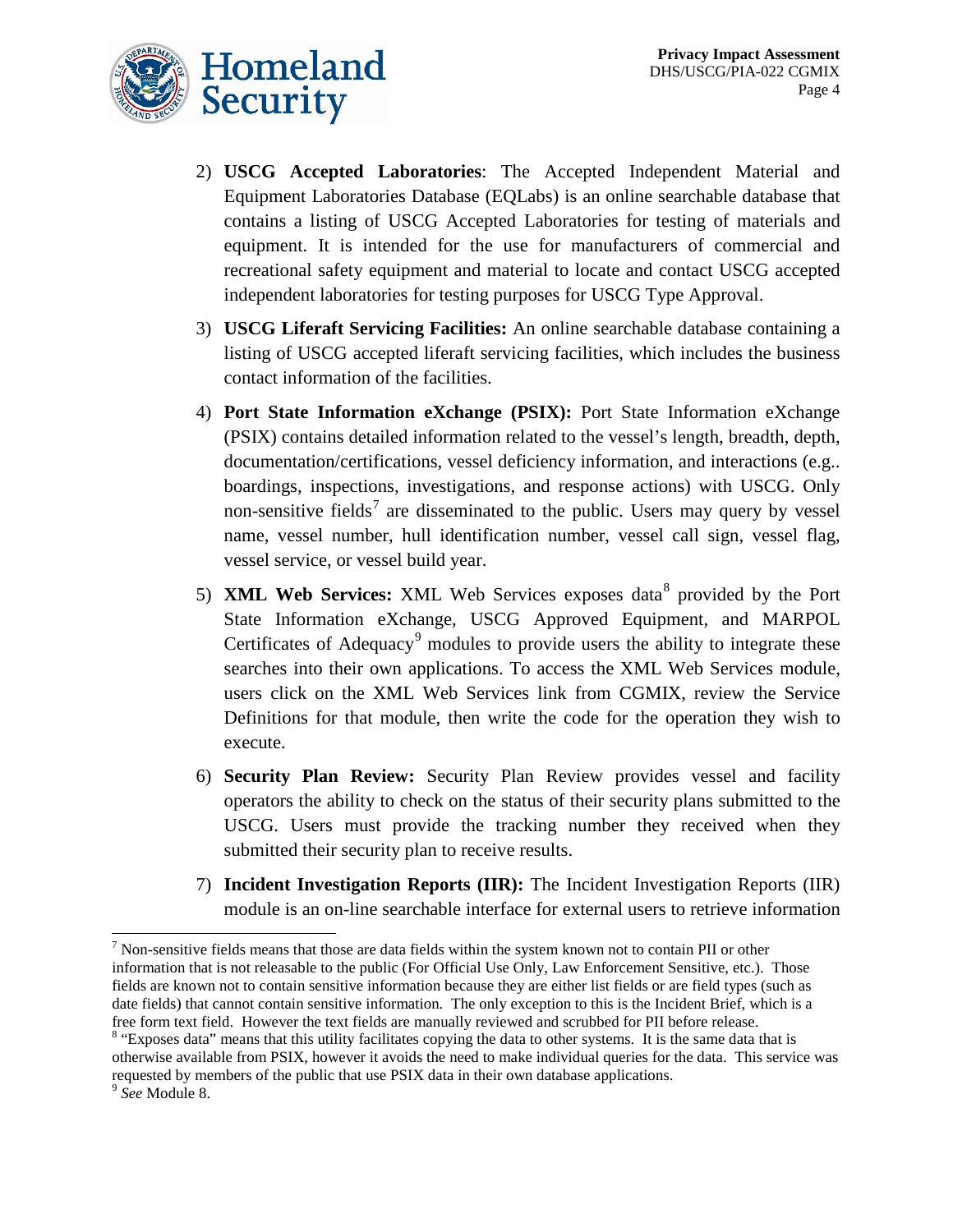2) **USCG Accepted Laboratories**: The Accepted Independent Material and Equipment Laboratories Database (EQLabs) is an online searchable database that contains a listing of USCG Accepted Laboratories for testing of materials and equipment. It is intended for the use for manufacturers of commercial and recreational safety equipment and material to locate and contact USCG accepted independent laboratories for testing purposes for USCG Type Approval.

3) **USCG Liferaft Servicing Facilities:** An online searchable database containing a listing of USCG accepted liferaft servicing facilities, which includes the business contact information of the facilities.

4) **Port State Information eXchange (PSIX):** Port State Information eXchange (PSIX) contains detailed information related to the vessel's length, breadth, depth, documentation/certifications, vessel deficiency information, and interactions (e.g.. boardings, inspections, investigations, and response actions) with USCG. Only non-sensitive fields[7] are disseminated to the public. Users may query by vessel name, vessel number, hull identification number, vessel call sign, vessel flag, vessel service, or vessel build year.

5) **XML Web Services:** XML Web Services exposes data[8] provided by the Port State Information eXchange, USCG Approved Equipment, and MARPOL Certificates of Adequacy[9] modules to provide users the ability to integrate these searches into their own applications. To access the XML Web Services module, users click on the XML Web Services link from CGMIX, review the Service Definitions for that module, then write the code for the operation they wish to execute.

6) **Security Plan Review:** Security Plan Review provides vessel and facility operators the ability to check on the status of their security plans submitted to the USCG. Users must provide the tracking number they received when they submitted their security plan to receive results.

7) **Incident Investigation Reports (IIR):** The Incident Investigation Reports (IIR) module is an on-line searchable interface for external users to retrieve information

[7] Non-sensitive fields means that those are data fields within the system known not to contain PII or other information that is not releasable to the public (For Official Use Only, Law Enforcement Sensitive, etc.). Those fields are known not to contain sensitive information because they are either list fields or are field types (such as date fields) that cannot contain sensitive information. The only exception to this is the Incident Brief, which is a free form text field. However the text fields are manually reviewed and scrubbed for PII before release.

[8] "Exposes data" means that this utility facilitates copying the data to other systems. It is the same data that is otherwise available from PSIX, however it avoids the need to make individual queries for the data. This service was requested by members of the public that use PSIX data in their own database applications.

[9] *See* Module 8.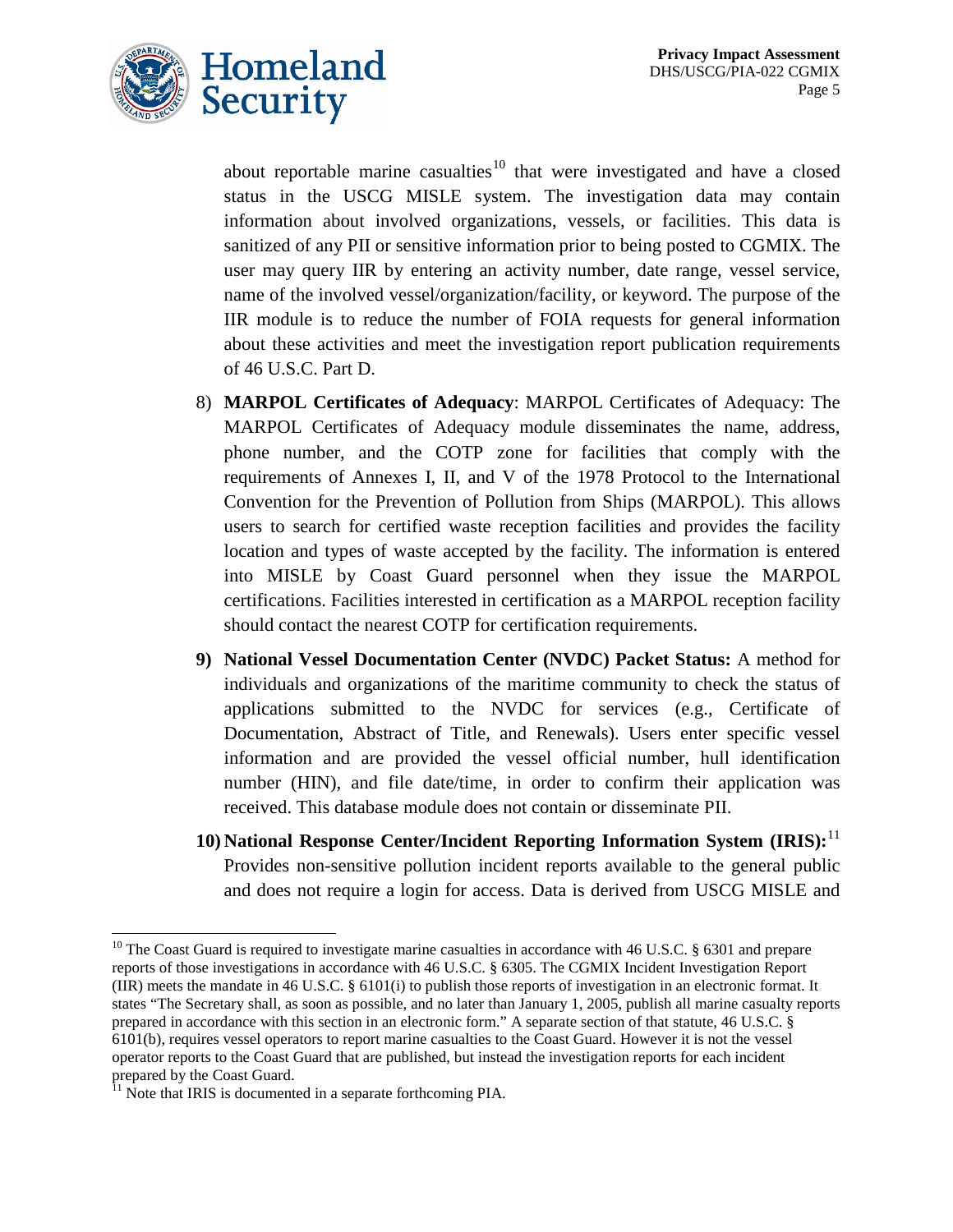about reportable marine casualties[10] that were investigated and have a closed status in the USCG MISLE system. The investigation data may contain information about involved organizations, vessels, or facilities. This data is sanitized of any PII or sensitive information prior to being posted to CGMIX. The user may query IIR by entering an activity number, date range, vessel service, name of the involved vessel/organization/facility, or keyword. The purpose of the IIR module is to reduce the number of FOIA requests for general information about these activities and meet the investigation report publication requirements of 46 U.S.C. Part D.

8) **MARPOL Certificates of Adequacy**: MARPOL Certificates of Adequacy: The MARPOL Certificates of Adequacy module disseminates the name, address, phone number, and the COTP zone for facilities that comply with the requirements of Annexes I, II, and V of the 1978 Protocol to the International Convention for the Prevention of Pollution from Ships (MARPOL). This allows users to search for certified waste reception facilities and provides the facility location and types of waste accepted by the facility. The information is entered into MISLE by Coast Guard personnel when they issue the MARPOL certifications. Facilities interested in certification as a MARPOL reception facility should contact the nearest COTP for certification requirements.

9) **National Vessel Documentation Center (NVDC) Packet Status:** A method for individuals and organizations of the maritime community to check the status of applications submitted to the NVDC for services (e.g., Certificate of Documentation, Abstract of Title, and Renewals). Users enter specific vessel information and are provided the vessel official number, hull identification number (HIN), and file date/time, in order to confirm their application was received. This database module does not contain or disseminate PII.

10) **National Response Center/Incident Reporting Information System (IRIS):**[11] Provides non-sensitive pollution incident reports available to the general public and does not require a login for access. Data is derived from USCG MISLE and

---

[10] The Coast Guard is required to investigate marine casualties in accordance with 46 U.S.C. § 6301 and prepare reports of those investigations in accordance with 46 U.S.C. § 6305. The CGMIX Incident Investigation Report (IIR) meets the mandate in 46 U.S.C. § 6101(i) to publish those reports of investigation in an electronic format. It states "The Secretary shall, as soon as possible, and no later than January 1, 2005, publish all marine casualty reports prepared in accordance with this section in an electronic form." A separate section of that statute, 46 U.S.C. § 6101(b), requires vessel operators to report marine casualties to the Coast Guard. However it is not the vessel operator reports to the Coast Guard that are published, but instead the investigation reports for each incident prepared by the Coast Guard.

[11] Note that IRIS is documented in a separate forthcoming PIA.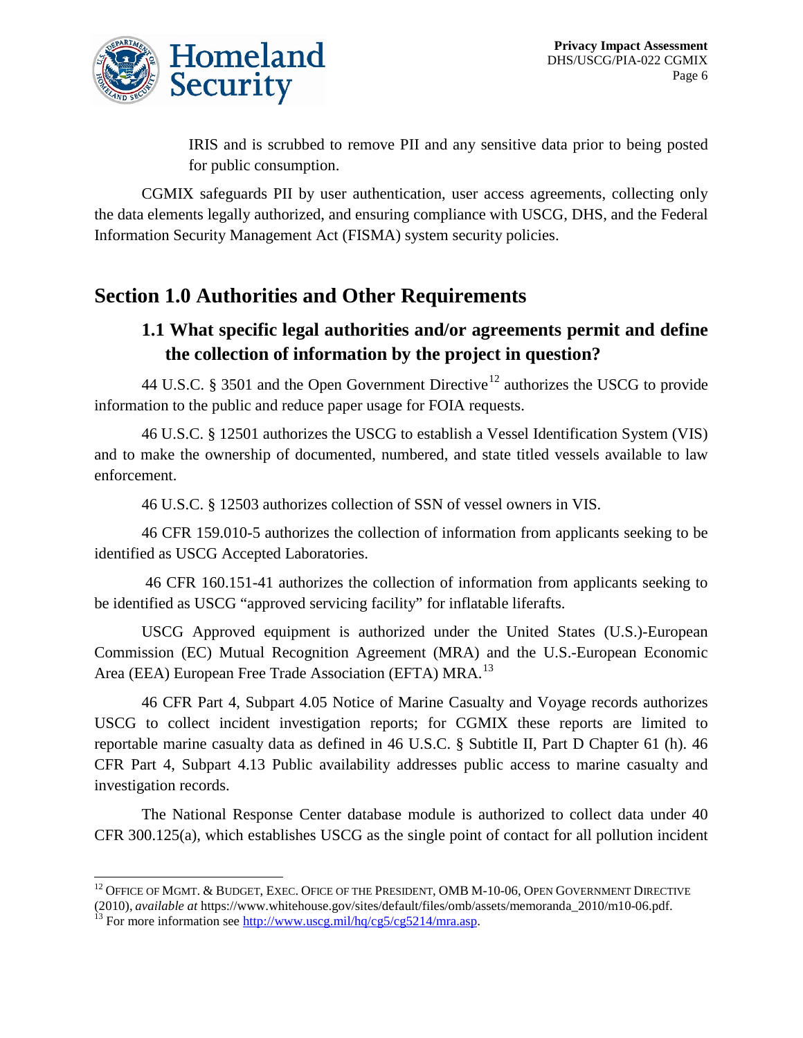IRIS and is scrubbed to remove PII and any sensitive data prior to being posted for public consumption.

CGMIX safeguards PII by user authentication, user access agreements, collecting only the data elements legally authorized, and ensuring compliance with USCG, DHS, and the Federal Information Security Management Act (FISMA) system security policies.

# Section 1.0 Authorities and Other Requirements

## 1.1 What specific legal authorities and/or agreements permit and define the collection of information by the project in question?

44 U.S.C. § 3501 and the Open Government Directive[12] authorizes the USCG to provide information to the public and reduce paper usage for FOIA requests.

46 U.S.C. § 12501 authorizes the USCG to establish a Vessel Identification System (VIS) and to make the ownership of documented, numbered, and state titled vessels available to law enforcement.

46 U.S.C. § 12503 authorizes collection of SSN of vessel owners in VIS.

46 CFR 159.010-5 authorizes the collection of information from applicants seeking to be identified as USCG Accepted Laboratories.

46 CFR 160.151-41 authorizes the collection of information from applicants seeking to be identified as USCG "approved servicing facility" for inflatable liferafts.

USCG Approved equipment is authorized under the United States (U.S.)-European Commission (EC) Mutual Recognition Agreement (MRA) and the U.S.-European Economic Area (EEA) European Free Trade Association (EFTA) MRA.[13]

46 CFR Part 4, Subpart 4.05 Notice of Marine Casualty and Voyage records authorizes USCG to collect incident investigation reports; for CGMIX these reports are limited to reportable marine casualty data as defined in 46 U.S.C. § Subtitle II, Part D Chapter 61 (h). 46 CFR Part 4, Subpart 4.13 Public availability addresses public access to marine casualty and investigation records.

The National Response Center database module is authorized to collect data under 40 CFR 300.125(a), which establishes USCG as the single point of contact for all pollution incident

---

[12] OFFICE OF MGMT. & BUDGET, EXEC. OFICE OF THE PRESIDENT, OMB M-10-06, OPEN GOVERNMENT DIRECTIVE (2010), *available at* https://www.whitehouse.gov/sites/default/files/omb/assets/memoranda_2010/m10-06.pdf.

[13] For more information see http://www.uscg.mil/hq/cg5/cg5214/mra.asp.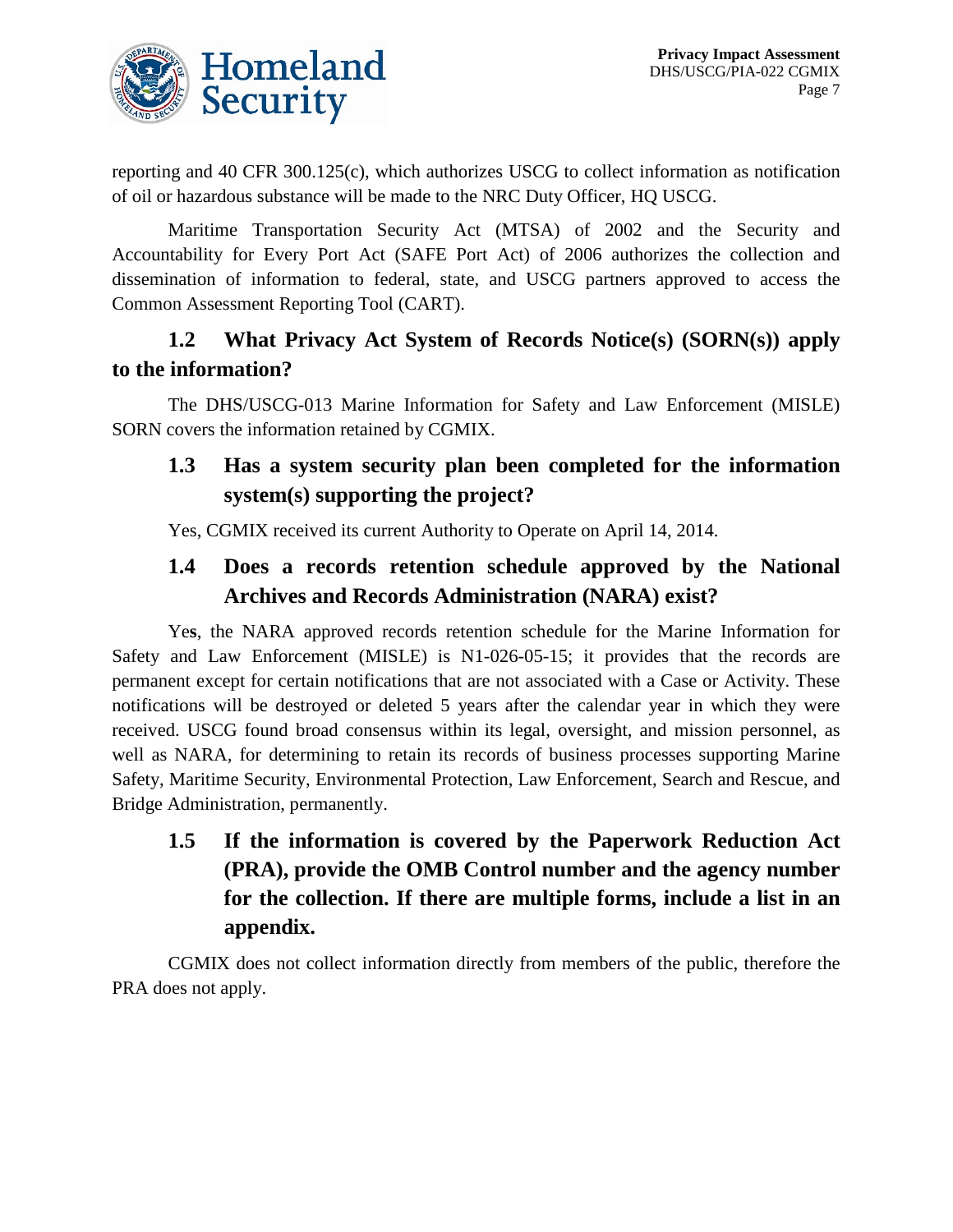reporting and 40 CFR 300.125(c), which authorizes USCG to collect information as notification of oil or hazardous substance will be made to the NRC Duty Officer, HQ USCG.

Maritime Transportation Security Act (MTSA) of 2002 and the Security and Accountability for Every Port Act (SAFE Port Act) of 2006 authorizes the collection and dissemination of information to federal, state, and USCG partners approved to access the Common Assessment Reporting Tool (CART).

### 1.2 What Privacy Act System of Records Notice(s) (SORN(s)) apply to the information?

The DHS/USCG-013 Marine Information for Safety and Law Enforcement (MISLE) SORN covers the information retained by CGMIX.

### 1.3 Has a system security plan been completed for the information system(s) supporting the project?

Yes, CGMIX received its current Authority to Operate on April 14, 2014.

### 1.4 Does a records retention schedule approved by the National Archives and Records Administration (NARA) exist?

Yes, the NARA approved records retention schedule for the Marine Information for Safety and Law Enforcement (MISLE) is N1-026-05-15; it provides that the records are permanent except for certain notifications that are not associated with a Case or Activity. These notifications will be destroyed or deleted 5 years after the calendar year in which they were received. USCG found broad consensus within its legal, oversight, and mission personnel, as well as NARA, for determining to retain its records of business processes supporting Marine Safety, Maritime Security, Environmental Protection, Law Enforcement, Search and Rescue, and Bridge Administration, permanently.

### 1.5 If the information is covered by the Paperwork Reduction Act (PRA), provide the OMB Control number and the agency number for the collection. If there are multiple forms, include a list in an appendix.

CGMIX does not collect information directly from members of the public, therefore the PRA does not apply.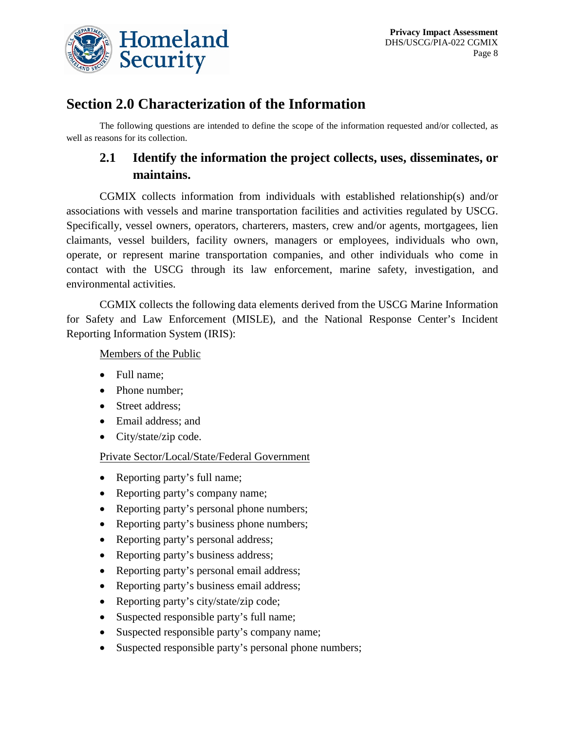# Section 2.0 Characterization of the Information

The following questions are intended to define the scope of the information requested and/or collected, as well as reasons for its collection.

## 2.1 Identify the information the project collects, uses, disseminates, or maintains.

CGMIX collects information from individuals with established relationship(s) and/or associations with vessels and marine transportation facilities and activities regulated by USCG. Specifically, vessel owners, operators, charterers, masters, crew and/or agents, mortgagees, lien claimants, vessel builders, facility owners, managers or employees, individuals who own, operate, or represent marine transportation companies, and other individuals who come in contact with the USCG through its law enforcement, marine safety, investigation, and environmental activities.

CGMIX collects the following data elements derived from the USCG Marine Information for Safety and Law Enforcement (MISLE), and the National Response Center's Incident Reporting Information System (IRIS):

<u>Members of the Public</u>

- Full name;
- Phone number;
- Street address;
- Email address; and
- City/state/zip code.

<u>Private Sector/Local/State/Federal Government</u>

- Reporting party's full name;
- Reporting party's company name;
- Reporting party's personal phone numbers;
- Reporting party's business phone numbers;
- Reporting party's personal address;
- Reporting party's business address;
- Reporting party's personal email address;
- Reporting party's business email address;
- Reporting party's city/state/zip code;
- Suspected responsible party's full name;
- Suspected responsible party's company name;
- Suspected responsible party's personal phone numbers;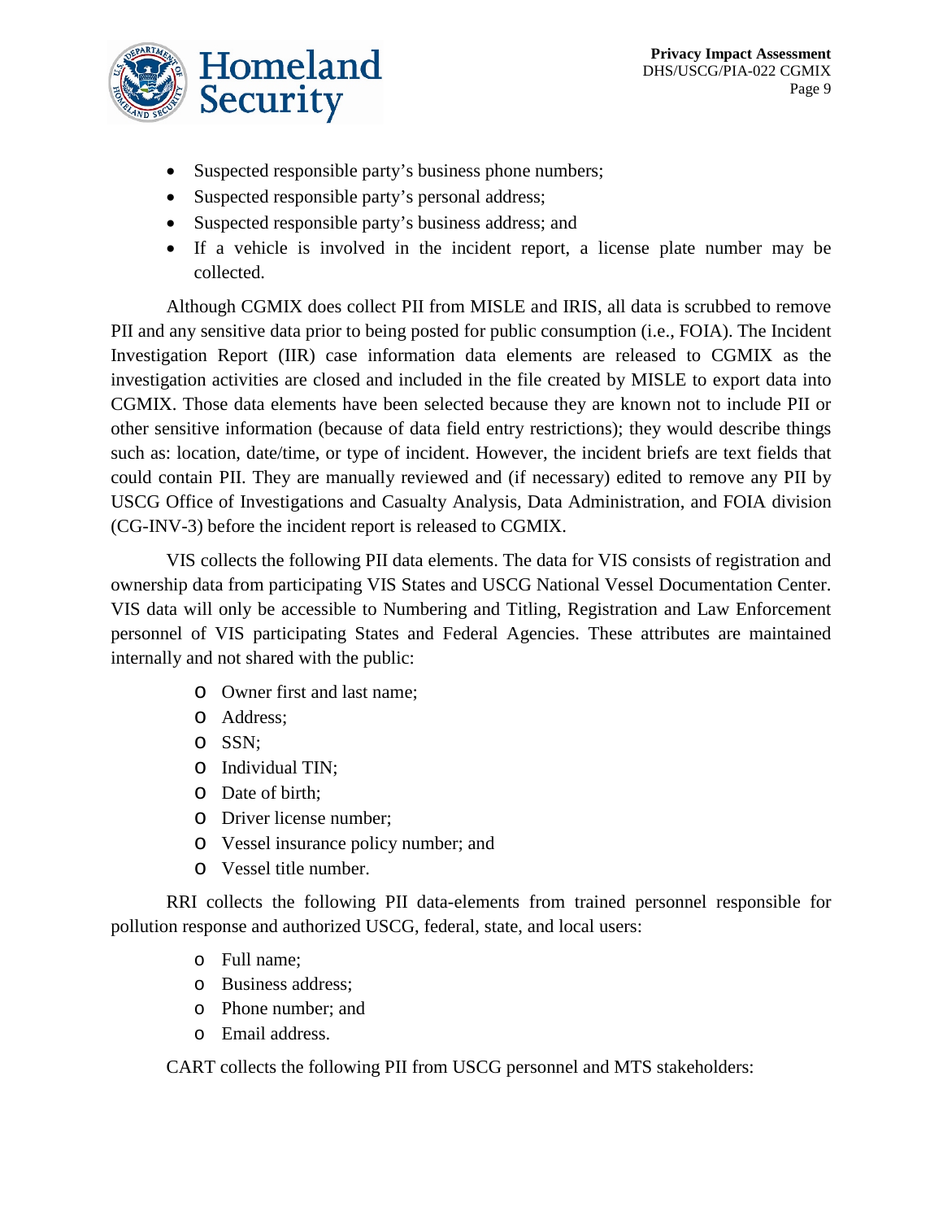- Suspected responsible party's business phone numbers;
- Suspected responsible party's personal address;
- Suspected responsible party's business address; and
- If a vehicle is involved in the incident report, a license plate number may be collected.

Although CGMIX does collect PII from MISLE and IRIS, all data is scrubbed to remove PII and any sensitive data prior to being posted for public consumption (i.e., FOIA). The Incident Investigation Report (IIR) case information data elements are released to CGMIX as the investigation activities are closed and included in the file created by MISLE to export data into CGMIX. Those data elements have been selected because they are known not to include PII or other sensitive information (because of data field entry restrictions); they would describe things such as: location, date/time, or type of incident. However, the incident briefs are text fields that could contain PII. They are manually reviewed and (if necessary) edited to remove any PII by USCG Office of Investigations and Casualty Analysis, Data Administration, and FOIA division (CG-INV-3) before the incident report is released to CGMIX.

VIS collects the following PII data elements. The data for VIS consists of registration and ownership data from participating VIS States and USCG National Vessel Documentation Center. VIS data will only be accessible to Numbering and Titling, Registration and Law Enforcement personnel of VIS participating States and Federal Agencies. These attributes are maintained internally and not shared with the public:

  - Owner first and last name;
  - Address;
  - SSN;
  - Individual TIN;
  - Date of birth;
  - Driver license number;
  - Vessel insurance policy number; and
  - Vessel title number.

RRI collects the following PII data-elements from trained personnel responsible for pollution response and authorized USCG, federal, state, and local users:

  - Full name;
  - Business address;
  - Phone number; and
  - Email address.

CART collects the following PII from USCG personnel and MTS stakeholders: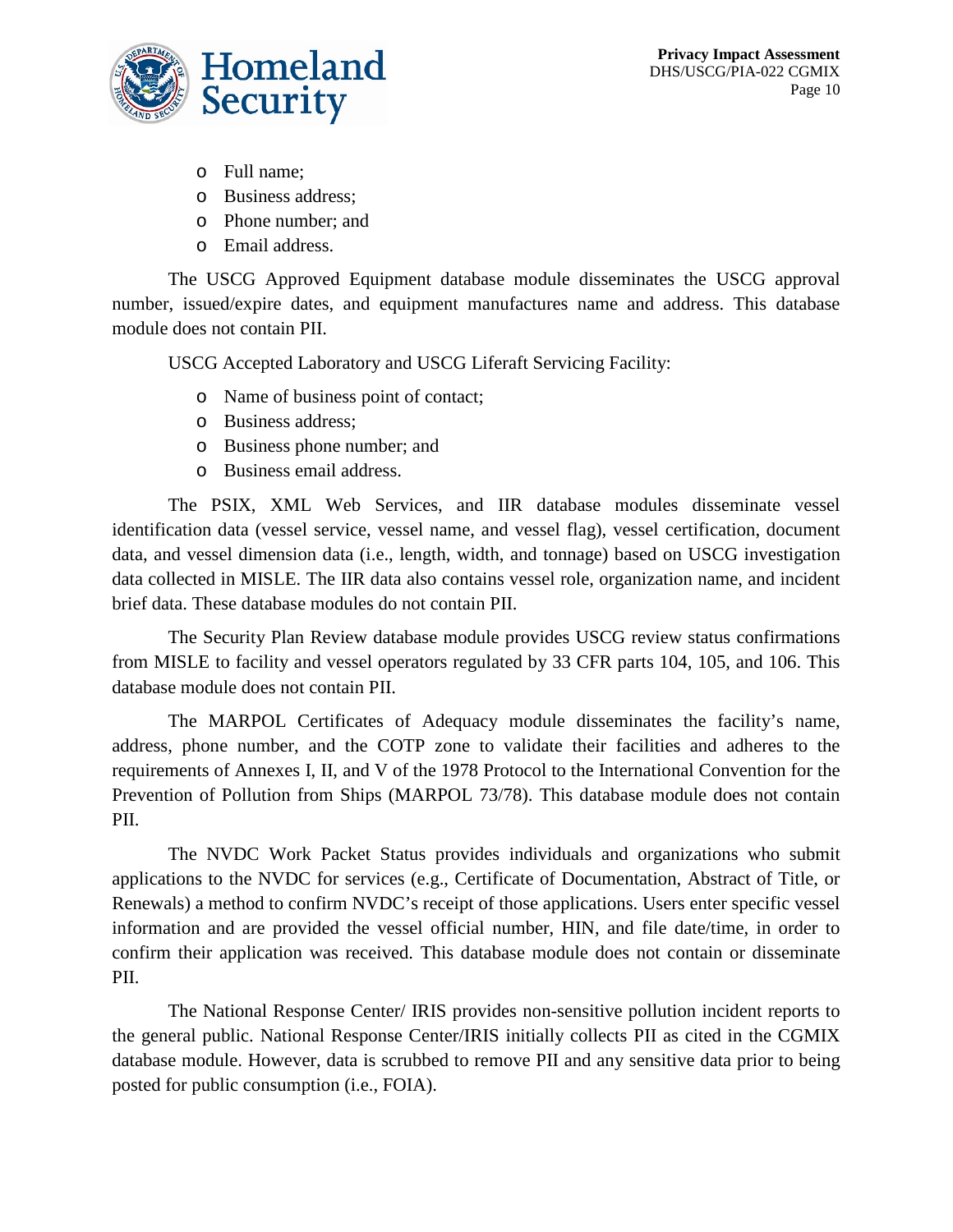- Full name;
- Business address;
- Phone number; and
- Email address.

The USCG Approved Equipment database module disseminates the USCG approval number, issued/expire dates, and equipment manufactures name and address. This database module does not contain PII.

USCG Accepted Laboratory and USCG Liferaft Servicing Facility:

- Name of business point of contact;
- Business address;
- Business phone number; and
- Business email address.

The PSIX, XML Web Services, and IIR database modules disseminate vessel identification data (vessel service, vessel name, and vessel flag), vessel certification, document data, and vessel dimension data (i.e., length, width, and tonnage) based on USCG investigation data collected in MISLE. The IIR data also contains vessel role, organization name, and incident brief data. These database modules do not contain PII.

The Security Plan Review database module provides USCG review status confirmations from MISLE to facility and vessel operators regulated by 33 CFR parts 104, 105, and 106. This database module does not contain PII.

The MARPOL Certificates of Adequacy module disseminates the facility's name, address, phone number, and the COTP zone to validate their facilities and adheres to the requirements of Annexes I, II, and V of the 1978 Protocol to the International Convention for the Prevention of Pollution from Ships (MARPOL 73/78). This database module does not contain PII.

The NVDC Work Packet Status provides individuals and organizations who submit applications to the NVDC for services (e.g., Certificate of Documentation, Abstract of Title, or Renewals) a method to confirm NVDC's receipt of those applications. Users enter specific vessel information and are provided the vessel official number, HIN, and file date/time, in order to confirm their application was received. This database module does not contain or disseminate PII.

The National Response Center/ IRIS provides non-sensitive pollution incident reports to the general public. National Response Center/IRIS initially collects PII as cited in the CGMIX database module. However, data is scrubbed to remove PII and any sensitive data prior to being posted for public consumption (i.e., FOIA).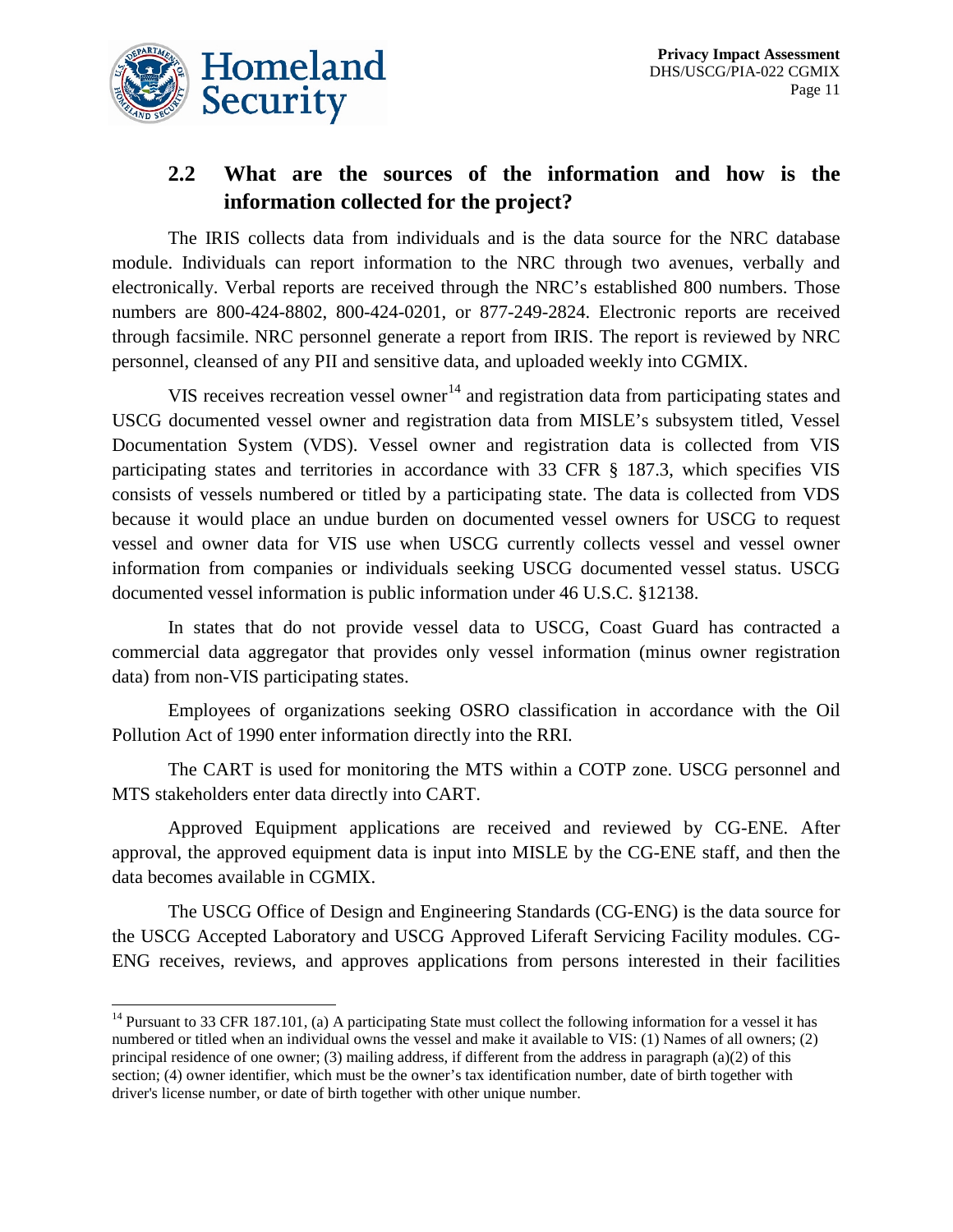## 2.2 What are the sources of the information and how is the information collected for the project?

The IRIS collects data from individuals and is the data source for the NRC database module. Individuals can report information to the NRC through two avenues, verbally and electronically. Verbal reports are received through the NRC's established 800 numbers. Those numbers are 800-424-8802, 800-424-0201, or 877-249-2824. Electronic reports are received through facsimile. NRC personnel generate a report from IRIS. The report is reviewed by NRC personnel, cleansed of any PII and sensitive data, and uploaded weekly into CGMIX.

VIS receives recreation vessel owner[14] and registration data from participating states and USCG documented vessel owner and registration data from MISLE's subsystem titled, Vessel Documentation System (VDS). Vessel owner and registration data is collected from VIS participating states and territories in accordance with 33 CFR § 187.3, which specifies VIS consists of vessels numbered or titled by a participating state. The data is collected from VDS because it would place an undue burden on documented vessel owners for USCG to request vessel and owner data for VIS use when USCG currently collects vessel and vessel owner information from companies or individuals seeking USCG documented vessel status. USCG documented vessel information is public information under 46 U.S.C. §12138.

In states that do not provide vessel data to USCG, Coast Guard has contracted a commercial data aggregator that provides only vessel information (minus owner registration data) from non-VIS participating states.

Employees of organizations seeking OSRO classification in accordance with the Oil Pollution Act of 1990 enter information directly into the RRI.

The CART is used for monitoring the MTS within a COTP zone. USCG personnel and MTS stakeholders enter data directly into CART.

Approved Equipment applications are received and reviewed by CG-ENE. After approval, the approved equipment data is input into MISLE by the CG-ENE staff, and then the data becomes available in CGMIX.

The USCG Office of Design and Engineering Standards (CG-ENG) is the data source for the USCG Accepted Laboratory and USCG Approved Liferaft Servicing Facility modules. CG-ENG receives, reviews, and approves applications from persons interested in their facilities

---

[14] Pursuant to 33 CFR 187.101, (a) A participating State must collect the following information for a vessel it has numbered or titled when an individual owns the vessel and make it available to VIS: (1) Names of all owners; (2) principal residence of one owner; (3) mailing address, if different from the address in paragraph (a)(2) of this section; (4) owner identifier, which must be the owner's tax identification number, date of birth together with driver's license number, or date of birth together with other unique number.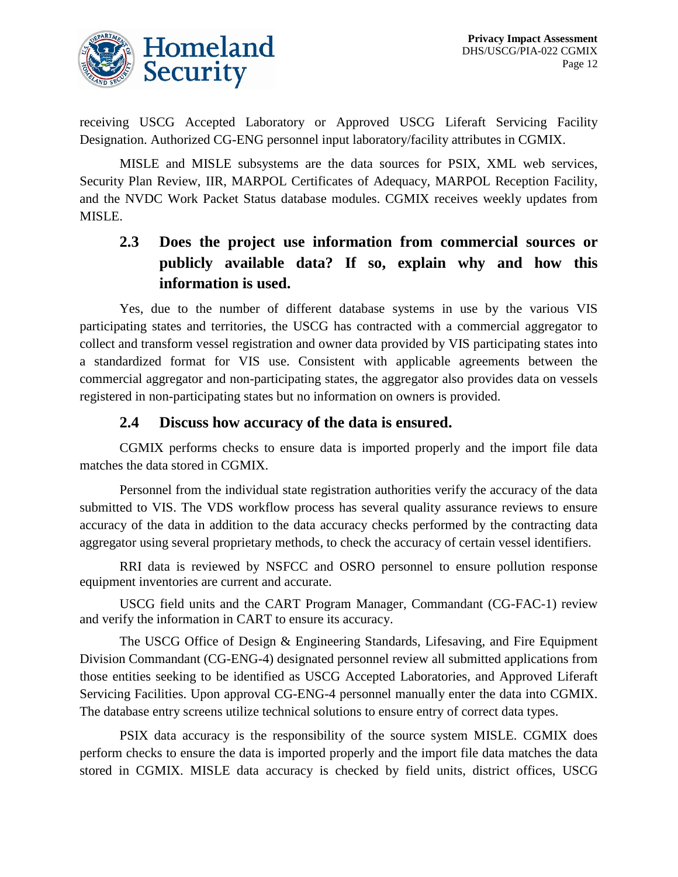receiving USCG Accepted Laboratory or Approved USCG Liferaft Servicing Facility Designation. Authorized CG-ENG personnel input laboratory/facility attributes in CGMIX.

MISLE and MISLE subsystems are the data sources for PSIX, XML web services, Security Plan Review, IIR, MARPOL Certificates of Adequacy, MARPOL Reception Facility, and the NVDC Work Packet Status database modules. CGMIX receives weekly updates from MISLE.

## 2.3 Does the project use information from commercial sources or publicly available data? If so, explain why and how this information is used.

Yes, due to the number of different database systems in use by the various VIS participating states and territories, the USCG has contracted with a commercial aggregator to collect and transform vessel registration and owner data provided by VIS participating states into a standardized format for VIS use. Consistent with applicable agreements between the commercial aggregator and non-participating states, the aggregator also provides data on vessels registered in non-participating states but no information on owners is provided.

## 2.4 Discuss how accuracy of the data is ensured.

CGMIX performs checks to ensure data is imported properly and the import file data matches the data stored in CGMIX.

Personnel from the individual state registration authorities verify the accuracy of the data submitted to VIS. The VDS workflow process has several quality assurance reviews to ensure accuracy of the data in addition to the data accuracy checks performed by the contracting data aggregator using several proprietary methods, to check the accuracy of certain vessel identifiers.

RRI data is reviewed by NSFCC and OSRO personnel to ensure pollution response equipment inventories are current and accurate.

USCG field units and the CART Program Manager, Commandant (CG-FAC-1) review and verify the information in CART to ensure its accuracy.

The USCG Office of Design & Engineering Standards, Lifesaving, and Fire Equipment Division Commandant (CG-ENG-4) designated personnel review all submitted applications from those entities seeking to be identified as USCG Accepted Laboratories, and Approved Liferaft Servicing Facilities. Upon approval CG-ENG-4 personnel manually enter the data into CGMIX. The database entry screens utilize technical solutions to ensure entry of correct data types.

PSIX data accuracy is the responsibility of the source system MISLE. CGMIX does perform checks to ensure the data is imported properly and the import file data matches the data stored in CGMIX. MISLE data accuracy is checked by field units, district offices, USCG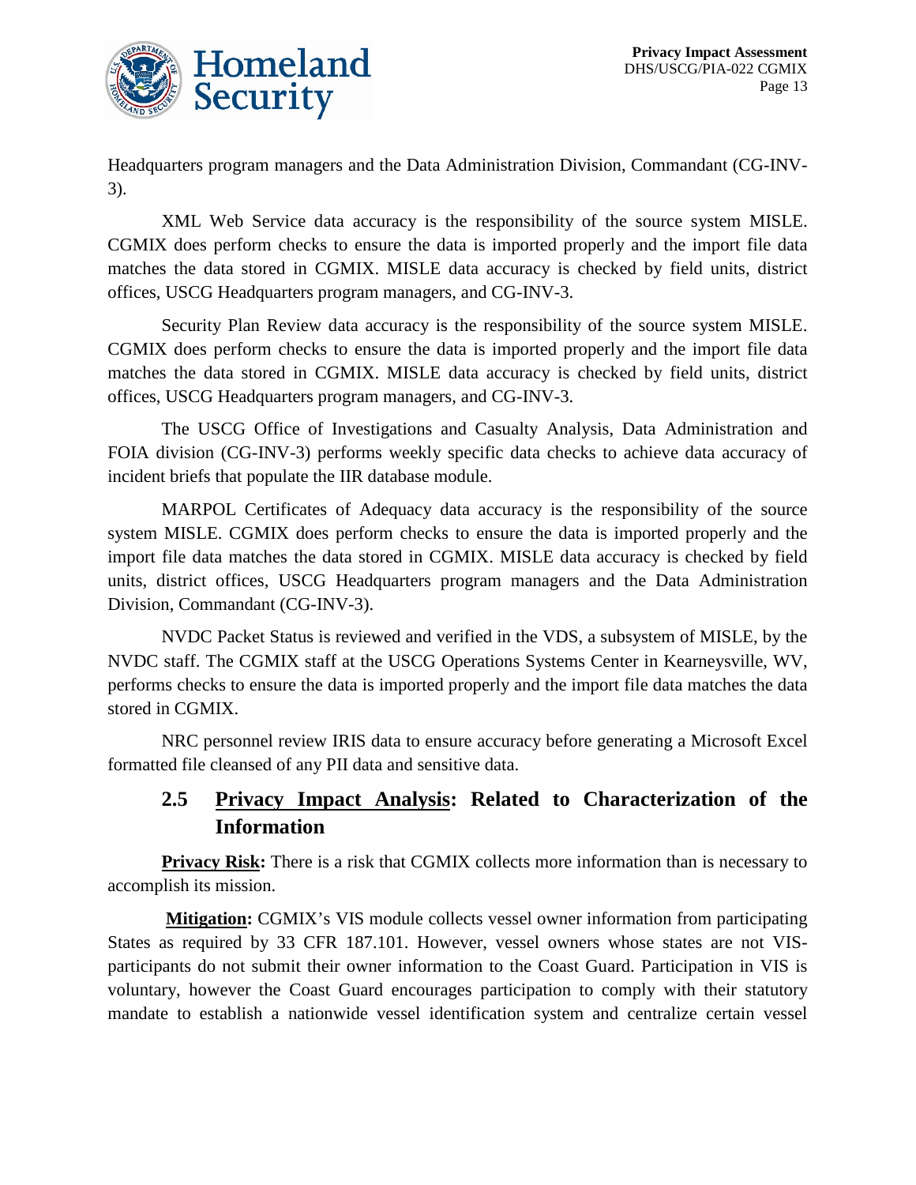Headquarters program managers and the Data Administration Division, Commandant (CG-INV-3).

XML Web Service data accuracy is the responsibility of the source system MISLE. CGMIX does perform checks to ensure the data is imported properly and the import file data matches the data stored in CGMIX. MISLE data accuracy is checked by field units, district offices, USCG Headquarters program managers, and CG-INV-3.

Security Plan Review data accuracy is the responsibility of the source system MISLE. CGMIX does perform checks to ensure the data is imported properly and the import file data matches the data stored in CGMIX. MISLE data accuracy is checked by field units, district offices, USCG Headquarters program managers, and CG-INV-3.

The USCG Office of Investigations and Casualty Analysis, Data Administration and FOIA division (CG-INV-3) performs weekly specific data checks to achieve data accuracy of incident briefs that populate the IIR database module.

MARPOL Certificates of Adequacy data accuracy is the responsibility of the source system MISLE. CGMIX does perform checks to ensure the data is imported properly and the import file data matches the data stored in CGMIX. MISLE data accuracy is checked by field units, district offices, USCG Headquarters program managers and the Data Administration Division, Commandant (CG-INV-3).

NVDC Packet Status is reviewed and verified in the VDS, a subsystem of MISLE, by the NVDC staff. The CGMIX staff at the USCG Operations Systems Center in Kearneysville, WV, performs checks to ensure the data is imported properly and the import file data matches the data stored in CGMIX.

NRC personnel review IRIS data to ensure accuracy before generating a Microsoft Excel formatted file cleansed of any PII data and sensitive data.

## 2.5 <u>Privacy Impact Analysis</u>: Related to Characterization of the Information

**<u>Privacy Risk</u>:** There is a risk that CGMIX collects more information than is necessary to accomplish its mission.

**<u>Mitigation</u>:** CGMIX's VIS module collects vessel owner information from participating States as required by 33 CFR 187.101. However, vessel owners whose states are not VIS-participants do not submit their owner information to the Coast Guard. Participation in VIS is voluntary, however the Coast Guard encourages participation to comply with their statutory mandate to establish a nationwide vessel identification system and centralize certain vessel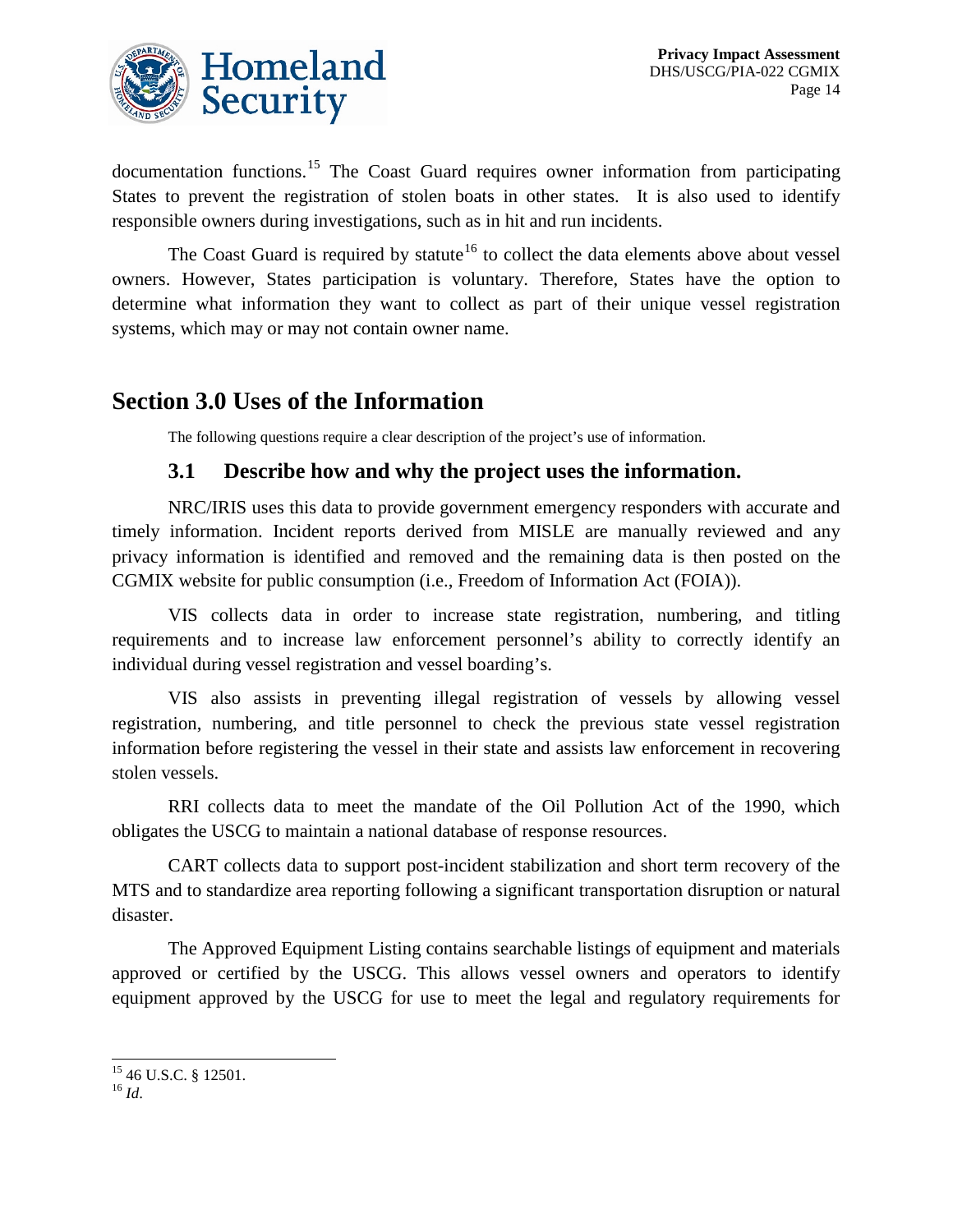documentation functions.[15] The Coast Guard requires owner information from participating States to prevent the registration of stolen boats in other states. It is also used to identify responsible owners during investigations, such as in hit and run incidents.

The Coast Guard is required by statute[16] to collect the data elements above about vessel owners. However, States participation is voluntary. Therefore, States have the option to determine what information they want to collect as part of their unique vessel registration systems, which may or may not contain owner name.

## Section 3.0 Uses of the Information

The following questions require a clear description of the project's use of information.

### 3.1 Describe how and why the project uses the information.

NRC/IRIS uses this data to provide government emergency responders with accurate and timely information. Incident reports derived from MISLE are manually reviewed and any privacy information is identified and removed and the remaining data is then posted on the CGMIX website for public consumption (i.e., Freedom of Information Act (FOIA)).

VIS collects data in order to increase state registration, numbering, and titling requirements and to increase law enforcement personnel's ability to correctly identify an individual during vessel registration and vessel boarding's.

VIS also assists in preventing illegal registration of vessels by allowing vessel registration, numbering, and title personnel to check the previous state vessel registration information before registering the vessel in their state and assists law enforcement in recovering stolen vessels.

RRI collects data to meet the mandate of the Oil Pollution Act of the 1990, which obligates the USCG to maintain a national database of response resources.

CART collects data to support post-incident stabilization and short term recovery of the MTS and to standardize area reporting following a significant transportation disruption or natural disaster.

The Approved Equipment Listing contains searchable listings of equipment and materials approved or certified by the USCG. This allows vessel owners and operators to identify equipment approved by the USCG for use to meet the legal and regulatory requirements for

---

[15] 46 U.S.C. § 12501.

[16] *Id*.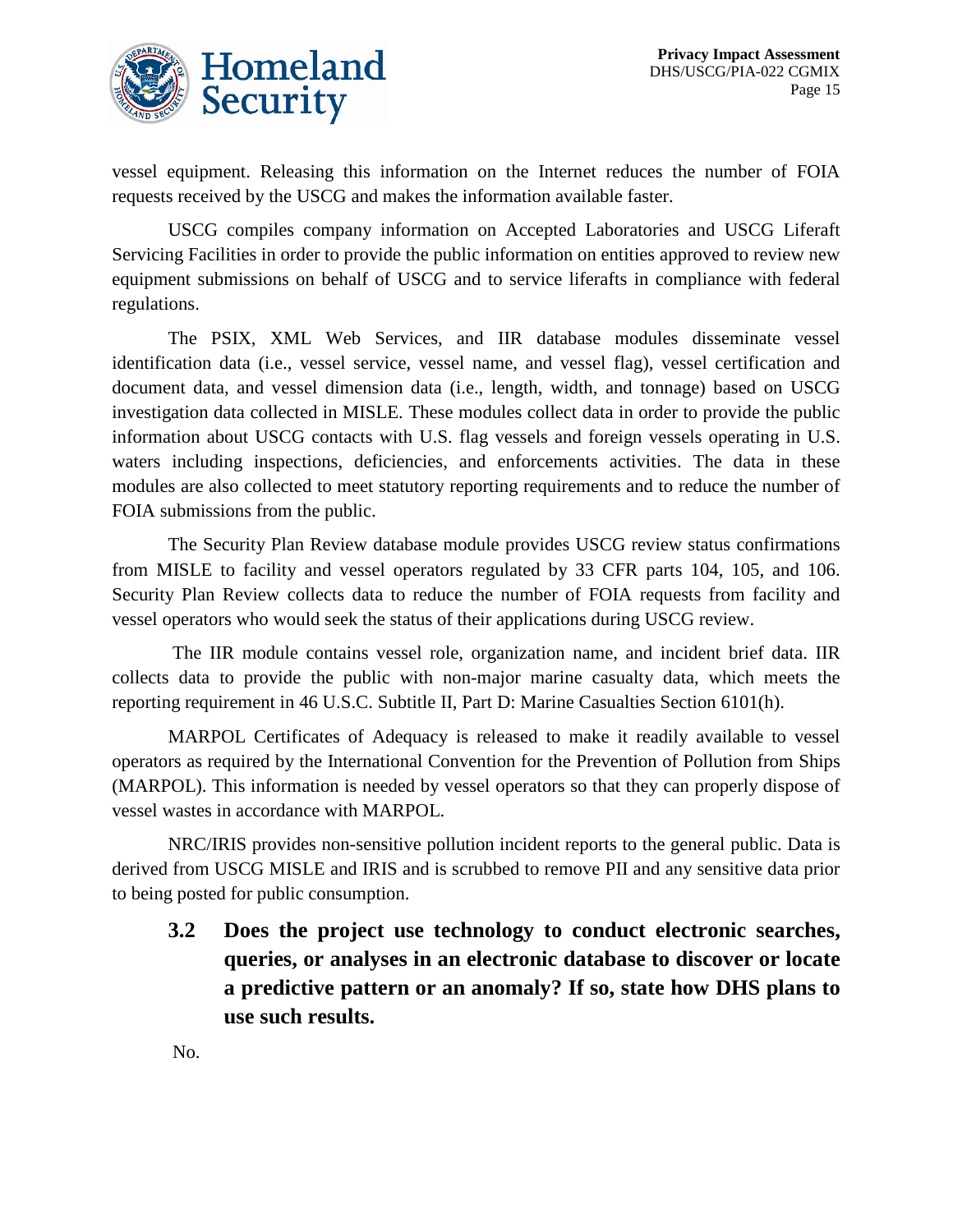vessel equipment. Releasing this information on the Internet reduces the number of FOIA requests received by the USCG and makes the information available faster.

USCG compiles company information on Accepted Laboratories and USCG Liferaft Servicing Facilities in order to provide the public information on entities approved to review new equipment submissions on behalf of USCG and to service liferafts in compliance with federal regulations.

The PSIX, XML Web Services, and IIR database modules disseminate vessel identification data (i.e., vessel service, vessel name, and vessel flag), vessel certification and document data, and vessel dimension data (i.e., length, width, and tonnage) based on USCG investigation data collected in MISLE. These modules collect data in order to provide the public information about USCG contacts with U.S. flag vessels and foreign vessels operating in U.S. waters including inspections, deficiencies, and enforcements activities. The data in these modules are also collected to meet statutory reporting requirements and to reduce the number of FOIA submissions from the public.

The Security Plan Review database module provides USCG review status confirmations from MISLE to facility and vessel operators regulated by 33 CFR parts 104, 105, and 106. Security Plan Review collects data to reduce the number of FOIA requests from facility and vessel operators who would seek the status of their applications during USCG review.

The IIR module contains vessel role, organization name, and incident brief data. IIR collects data to provide the public with non-major marine casualty data, which meets the reporting requirement in 46 U.S.C. Subtitle II, Part D: Marine Casualties Section 6101(h).

MARPOL Certificates of Adequacy is released to make it readily available to vessel operators as required by the International Convention for the Prevention of Pollution from Ships (MARPOL). This information is needed by vessel operators so that they can properly dispose of vessel wastes in accordance with MARPOL.

NRC/IRIS provides non-sensitive pollution incident reports to the general public. Data is derived from USCG MISLE and IRIS and is scrubbed to remove PII and any sensitive data prior to being posted for public consumption.

### 3.2 Does the project use technology to conduct electronic searches, queries, or analyses in an electronic database to discover or locate a predictive pattern or an anomaly? If so, state how DHS plans to use such results.

No.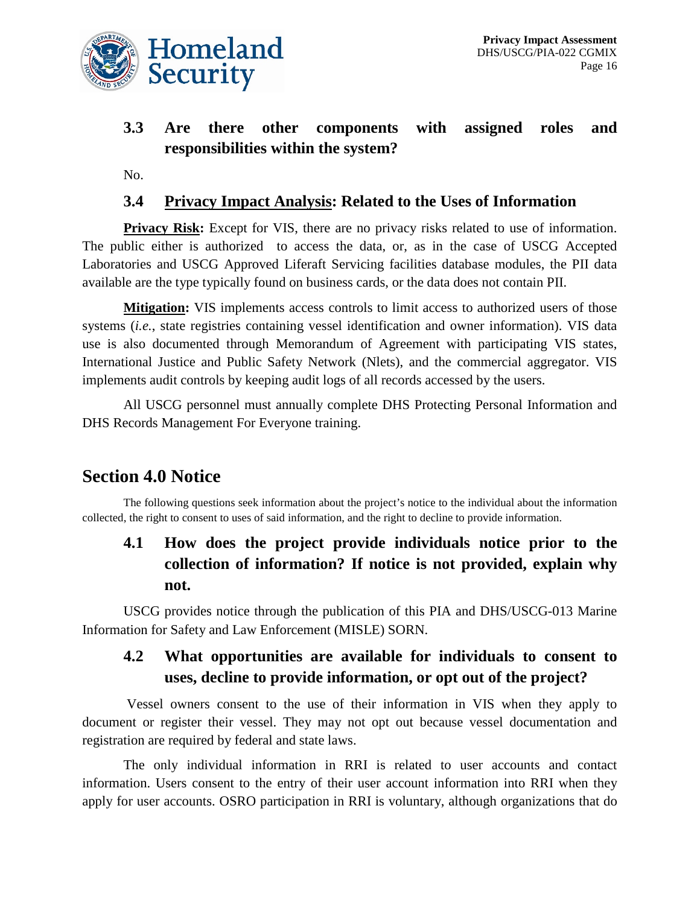### 3.3 Are there other components with assigned roles and responsibilities within the system?

No.

### 3.4 Privacy Impact Analysis: Related to the Uses of Information

**Privacy Risk:** Except for VIS, there are no privacy risks related to use of information. The public either is authorized to access the data, or, as in the case of USCG Accepted Laboratories and USCG Approved Liferaft Servicing facilities database modules, the PII data available are the type typically found on business cards, or the data does not contain PII.

**Mitigation:** VIS implements access controls to limit access to authorized users of those systems (*i.e.*, state registries containing vessel identification and owner information). VIS data use is also documented through Memorandum of Agreement with participating VIS states, International Justice and Public Safety Network (Nlets), and the commercial aggregator. VIS implements audit controls by keeping audit logs of all records accessed by the users.

All USCG personnel must annually complete DHS Protecting Personal Information and DHS Records Management For Everyone training.

## Section 4.0 Notice

The following questions seek information about the project's notice to the individual about the information collected, the right to consent to uses of said information, and the right to decline to provide information.

### 4.1 How does the project provide individuals notice prior to the collection of information? If notice is not provided, explain why not.

USCG provides notice through the publication of this PIA and DHS/USCG-013 Marine Information for Safety and Law Enforcement (MISLE) SORN.

### 4.2 What opportunities are available for individuals to consent to uses, decline to provide information, or opt out of the project?

Vessel owners consent to the use of their information in VIS when they apply to document or register their vessel. They may not opt out because vessel documentation and registration are required by federal and state laws.

The only individual information in RRI is related to user accounts and contact information. Users consent to the entry of their user account information into RRI when they apply for user accounts. OSRO participation in RRI is voluntary, although organizations that do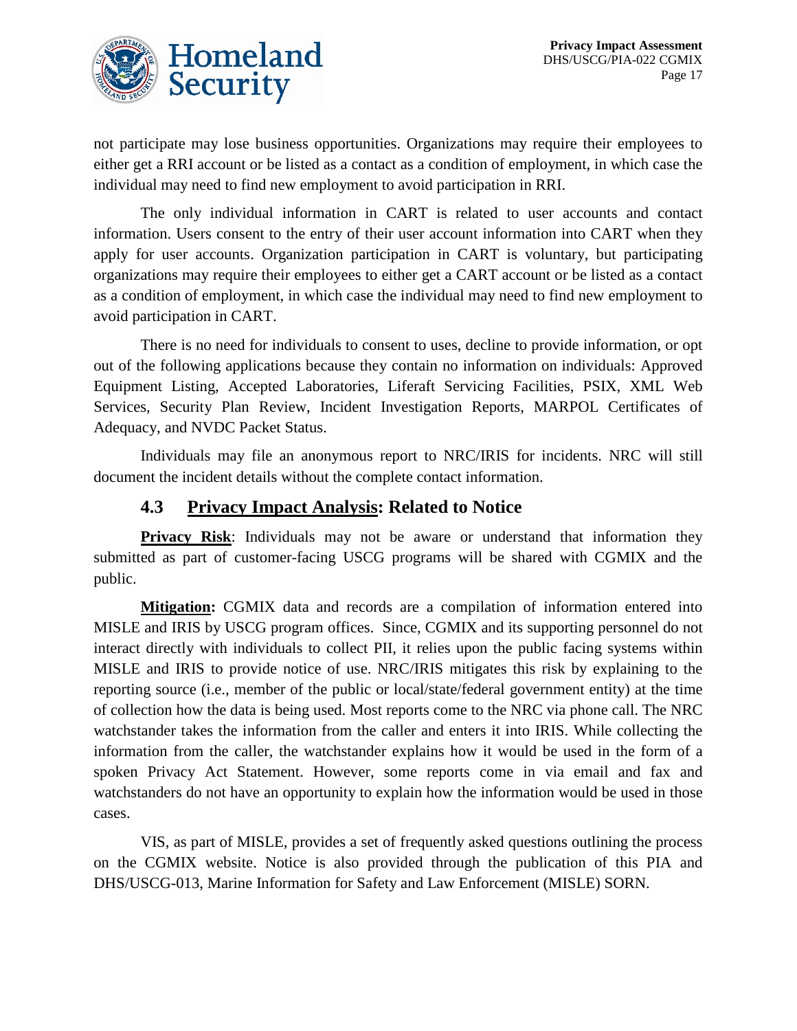not participate may lose business opportunities. Organizations may require their employees to either get a RRI account or be listed as a contact as a condition of employment, in which case the individual may need to find new employment to avoid participation in RRI.

The only individual information in CART is related to user accounts and contact information. Users consent to the entry of their user account information into CART when they apply for user accounts. Organization participation in CART is voluntary, but participating organizations may require their employees to either get a CART account or be listed as a contact as a condition of employment, in which case the individual may need to find new employment to avoid participation in CART.

There is no need for individuals to consent to uses, decline to provide information, or opt out of the following applications because they contain no information on individuals: Approved Equipment Listing, Accepted Laboratories, Liferaft Servicing Facilities, PSIX, XML Web Services, Security Plan Review, Incident Investigation Reports, MARPOL Certificates of Adequacy, and NVDC Packet Status.

Individuals may file an anonymous report to NRC/IRIS for incidents. NRC will still document the incident details without the complete contact information.

### 4.3 Privacy Impact Analysis: Related to Notice

**Privacy Risk**: Individuals may not be aware or understand that information they submitted as part of customer-facing USCG programs will be shared with CGMIX and the public.

**Mitigation:** CGMIX data and records are a compilation of information entered into MISLE and IRIS by USCG program offices. Since, CGMIX and its supporting personnel do not interact directly with individuals to collect PII, it relies upon the public facing systems within MISLE and IRIS to provide notice of use. NRC/IRIS mitigates this risk by explaining to the reporting source (i.e., member of the public or local/state/federal government entity) at the time of collection how the data is being used. Most reports come to the NRC via phone call. The NRC watchstander takes the information from the caller and enters it into IRIS. While collecting the information from the caller, the watchstander explains how it would be used in the form of a spoken Privacy Act Statement. However, some reports come in via email and fax and watchstanders do not have an opportunity to explain how the information would be used in those cases.

VIS, as part of MISLE, provides a set of frequently asked questions outlining the process on the CGMIX website. Notice is also provided through the publication of this PIA and DHS/USCG-013, Marine Information for Safety and Law Enforcement (MISLE) SORN.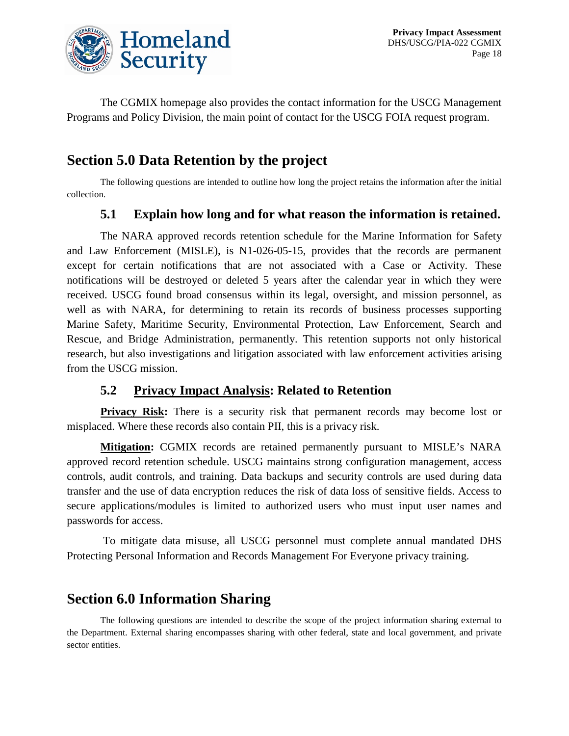The CGMIX homepage also provides the contact information for the USCG Management Programs and Policy Division, the main point of contact for the USCG FOIA request program.

## Section 5.0 Data Retention by the project

The following questions are intended to outline how long the project retains the information after the initial collection.

### 5.1 Explain how long and for what reason the information is retained.

The NARA approved records retention schedule for the Marine Information for Safety and Law Enforcement (MISLE), is N1-026-05-15, provides that the records are permanent except for certain notifications that are not associated with a Case or Activity. These notifications will be destroyed or deleted 5 years after the calendar year in which they were received. USCG found broad consensus within its legal, oversight, and mission personnel, as well as with NARA, for determining to retain its records of business processes supporting Marine Safety, Maritime Security, Environmental Protection, Law Enforcement, Search and Rescue, and Bridge Administration, permanently. This retention supports not only historical research, but also investigations and litigation associated with law enforcement activities arising from the USCG mission.

### 5.2 Privacy Impact Analysis: Related to Retention

**Privacy Risk:** There is a security risk that permanent records may become lost or misplaced. Where these records also contain PII, this is a privacy risk.

**Mitigation:** CGMIX records are retained permanently pursuant to MISLE's NARA approved record retention schedule. USCG maintains strong configuration management, access controls, audit controls, and training. Data backups and security controls are used during data transfer and the use of data encryption reduces the risk of data loss of sensitive fields. Access to secure applications/modules is limited to authorized users who must input user names and passwords for access.

To mitigate data misuse, all USCG personnel must complete annual mandated DHS Protecting Personal Information and Records Management For Everyone privacy training.

## Section 6.0 Information Sharing

The following questions are intended to describe the scope of the project information sharing external to the Department. External sharing encompasses sharing with other federal, state and local government, and private sector entities.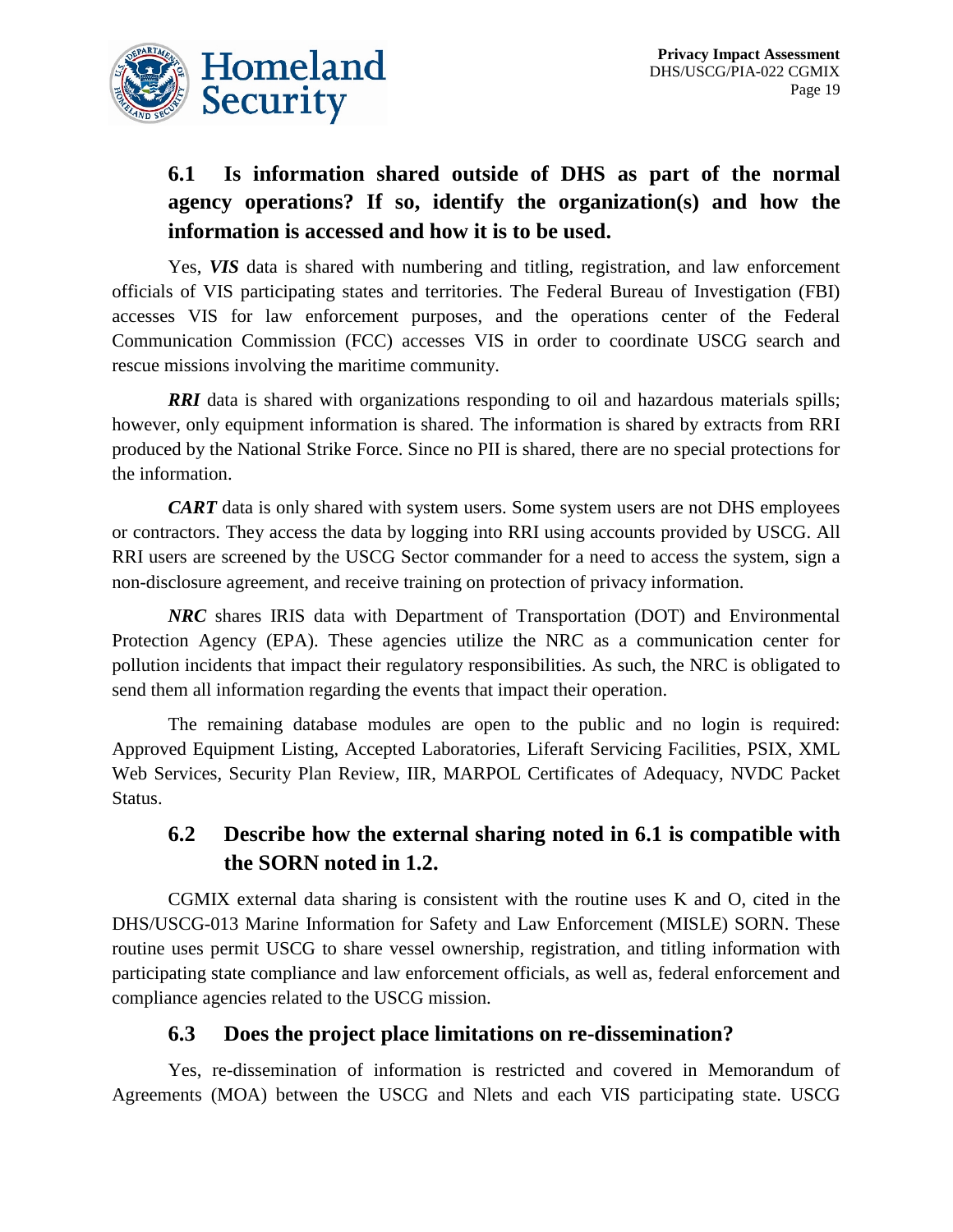### 6.1 Is information shared outside of DHS as part of the normal agency operations? If so, identify the organization(s) and how the information is accessed and how it is to be used.

Yes, ***VIS*** data is shared with numbering and titling, registration, and law enforcement officials of VIS participating states and territories. The Federal Bureau of Investigation (FBI) accesses VIS for law enforcement purposes, and the operations center of the Federal Communication Commission (FCC) accesses VIS in order to coordinate USCG search and rescue missions involving the maritime community.

***RRI*** data is shared with organizations responding to oil and hazardous materials spills; however, only equipment information is shared. The information is shared by extracts from RRI produced by the National Strike Force. Since no PII is shared, there are no special protections for the information.

***CART*** data is only shared with system users. Some system users are not DHS employees or contractors. They access the data by logging into RRI using accounts provided by USCG. All RRI users are screened by the USCG Sector commander for a need to access the system, sign a non-disclosure agreement, and receive training on protection of privacy information.

***NRC*** shares IRIS data with Department of Transportation (DOT) and Environmental Protection Agency (EPA). These agencies utilize the NRC as a communication center for pollution incidents that impact their regulatory responsibilities. As such, the NRC is obligated to send them all information regarding the events that impact their operation.

The remaining database modules are open to the public and no login is required: Approved Equipment Listing, Accepted Laboratories, Liferaft Servicing Facilities, PSIX, XML Web Services, Security Plan Review, IIR, MARPOL Certificates of Adequacy, NVDC Packet Status.

### 6.2 Describe how the external sharing noted in 6.1 is compatible with the SORN noted in 1.2.

CGMIX external data sharing is consistent with the routine uses K and O, cited in the DHS/USCG-013 Marine Information for Safety and Law Enforcement (MISLE) SORN. These routine uses permit USCG to share vessel ownership, registration, and titling information with participating state compliance and law enforcement officials, as well as, federal enforcement and compliance agencies related to the USCG mission.

### 6.3 Does the project place limitations on re-dissemination?

Yes, re-dissemination of information is restricted and covered in Memorandum of Agreements (MOA) between the USCG and Nlets and each VIS participating state. USCG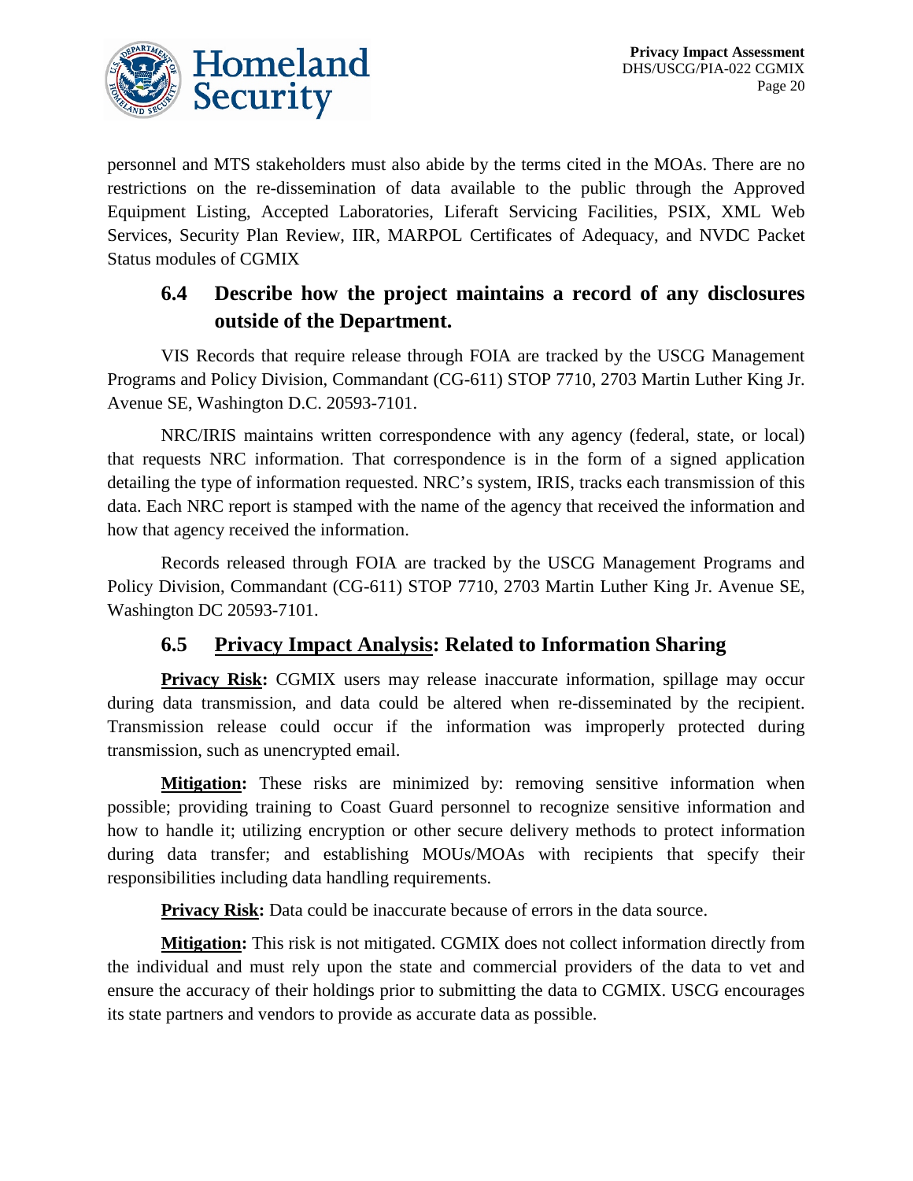personnel and MTS stakeholders must also abide by the terms cited in the MOAs. There are no restrictions on the re-dissemination of data available to the public through the Approved Equipment Listing, Accepted Laboratories, Liferaft Servicing Facilities, PSIX, XML Web Services, Security Plan Review, IIR, MARPOL Certificates of Adequacy, and NVDC Packet Status modules of CGMIX

### 6.4 Describe how the project maintains a record of any disclosures outside of the Department.

VIS Records that require release through FOIA are tracked by the USCG Management Programs and Policy Division, Commandant (CG-611) STOP 7710, 2703 Martin Luther King Jr. Avenue SE, Washington D.C. 20593-7101.

NRC/IRIS maintains written correspondence with any agency (federal, state, or local) that requests NRC information. That correspondence is in the form of a signed application detailing the type of information requested. NRC's system, IRIS, tracks each transmission of this data. Each NRC report is stamped with the name of the agency that received the information and how that agency received the information.

Records released through FOIA are tracked by the USCG Management Programs and Policy Division, Commandant (CG-611) STOP 7710, 2703 Martin Luther King Jr. Avenue SE, Washington DC 20593-7101.

### 6.5 Privacy Impact Analysis: Related to Information Sharing

**Privacy Risk:** CGMIX users may release inaccurate information, spillage may occur during data transmission, and data could be altered when re-disseminated by the recipient. Transmission release could occur if the information was improperly protected during transmission, such as unencrypted email.

**Mitigation:** These risks are minimized by: removing sensitive information when possible; providing training to Coast Guard personnel to recognize sensitive information and how to handle it; utilizing encryption or other secure delivery methods to protect information during data transfer; and establishing MOUs/MOAs with recipients that specify their responsibilities including data handling requirements.

**Privacy Risk:** Data could be inaccurate because of errors in the data source.

**Mitigation:** This risk is not mitigated. CGMIX does not collect information directly from the individual and must rely upon the state and commercial providers of the data to vet and ensure the accuracy of their holdings prior to submitting the data to CGMIX. USCG encourages its state partners and vendors to provide as accurate data as possible.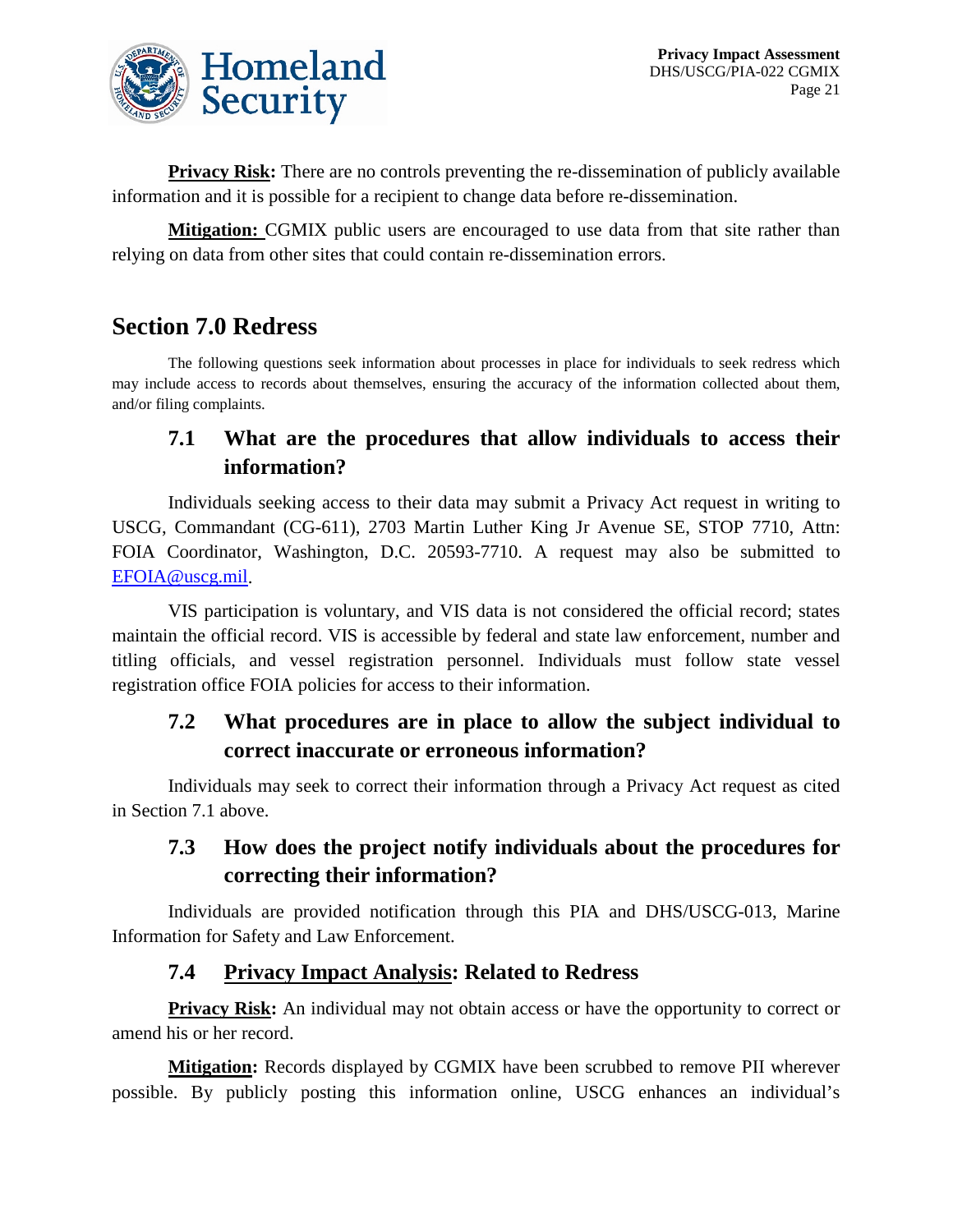**Privacy Risk:** There are no controls preventing the re-dissemination of publicly available information and it is possible for a recipient to change data before re-dissemination.

**Mitigation:** CGMIX public users are encouraged to use data from that site rather than relying on data from other sites that could contain re-dissemination errors.

# Section 7.0 Redress

The following questions seek information about processes in place for individuals to seek redress which may include access to records about themselves, ensuring the accuracy of the information collected about them, and/or filing complaints.

## 7.1 What are the procedures that allow individuals to access their information?

Individuals seeking access to their data may submit a Privacy Act request in writing to USCG, Commandant (CG-611), 2703 Martin Luther King Jr Avenue SE, STOP 7710, Attn: FOIA Coordinator, Washington, D.C. 20593-7710. A request may also be submitted to EFOIA@uscg.mil.

VIS participation is voluntary, and VIS data is not considered the official record; states maintain the official record. VIS is accessible by federal and state law enforcement, number and titling officials, and vessel registration personnel. Individuals must follow state vessel registration office FOIA policies for access to their information.

## 7.2 What procedures are in place to allow the subject individual to correct inaccurate or erroneous information?

Individuals may seek to correct their information through a Privacy Act request as cited in Section 7.1 above.

## 7.3 How does the project notify individuals about the procedures for correcting their information?

Individuals are provided notification through this PIA and DHS/USCG-013, Marine Information for Safety and Law Enforcement.

## 7.4 Privacy Impact Analysis: Related to Redress

**Privacy Risk:** An individual may not obtain access or have the opportunity to correct or amend his or her record.

**Mitigation:** Records displayed by CGMIX have been scrubbed to remove PII wherever possible. By publicly posting this information online, USCG enhances an individual's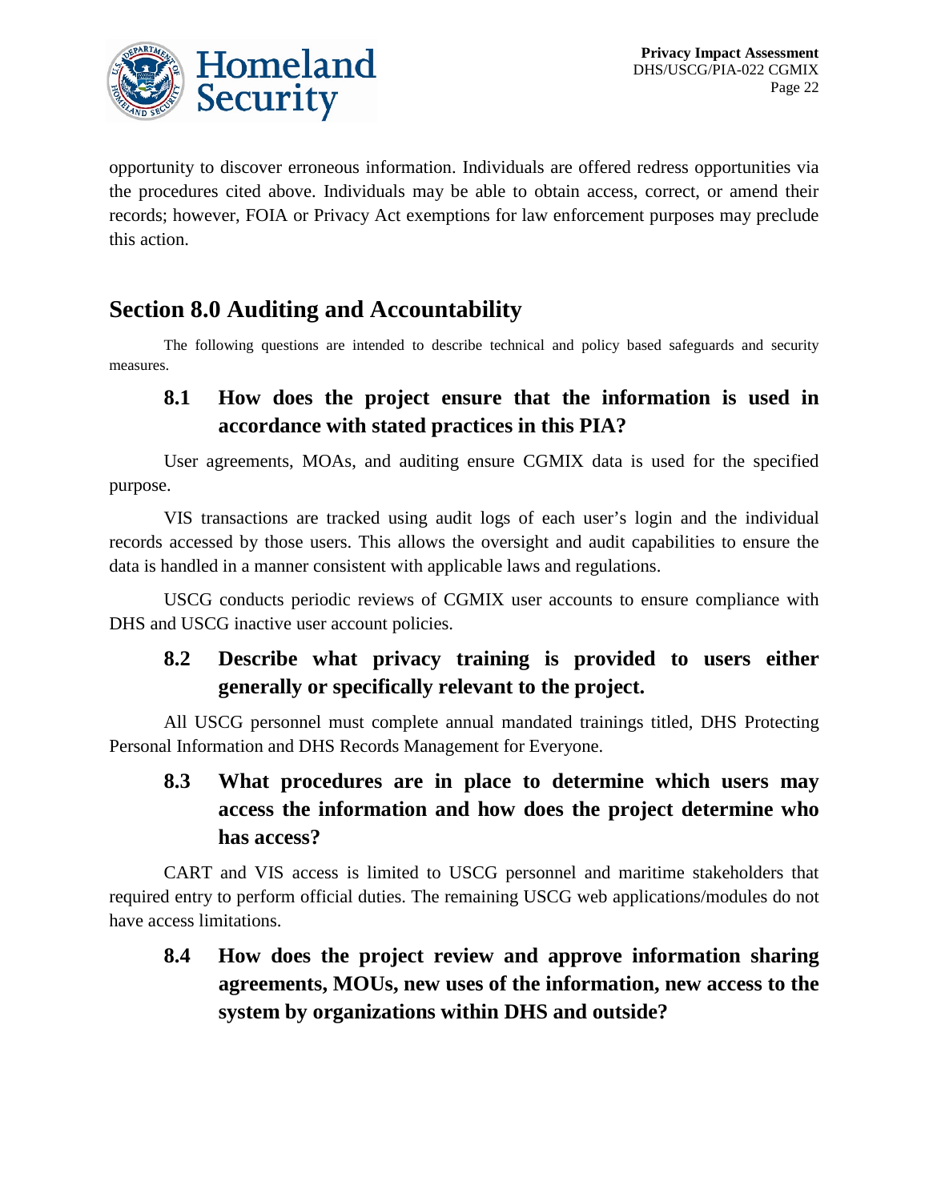opportunity to discover erroneous information. Individuals are offered redress opportunities via the procedures cited above. Individuals may be able to obtain access, correct, or amend their records; however, FOIA or Privacy Act exemptions for law enforcement purposes may preclude this action.

## Section 8.0 Auditing and Accountability

The following questions are intended to describe technical and policy based safeguards and security measures.

### 8.1 How does the project ensure that the information is used in accordance with stated practices in this PIA?

User agreements, MOAs, and auditing ensure CGMIX data is used for the specified purpose.

VIS transactions are tracked using audit logs of each user's login and the individual records accessed by those users. This allows the oversight and audit capabilities to ensure the data is handled in a manner consistent with applicable laws and regulations.

USCG conducts periodic reviews of CGMIX user accounts to ensure compliance with DHS and USCG inactive user account policies.

### 8.2 Describe what privacy training is provided to users either generally or specifically relevant to the project.

All USCG personnel must complete annual mandated trainings titled, DHS Protecting Personal Information and DHS Records Management for Everyone.

### 8.3 What procedures are in place to determine which users may access the information and how does the project determine who has access?

CART and VIS access is limited to USCG personnel and maritime stakeholders that required entry to perform official duties. The remaining USCG web applications/modules do not have access limitations.

### 8.4 How does the project review and approve information sharing agreements, MOUs, new uses of the information, new access to the system by organizations within DHS and outside?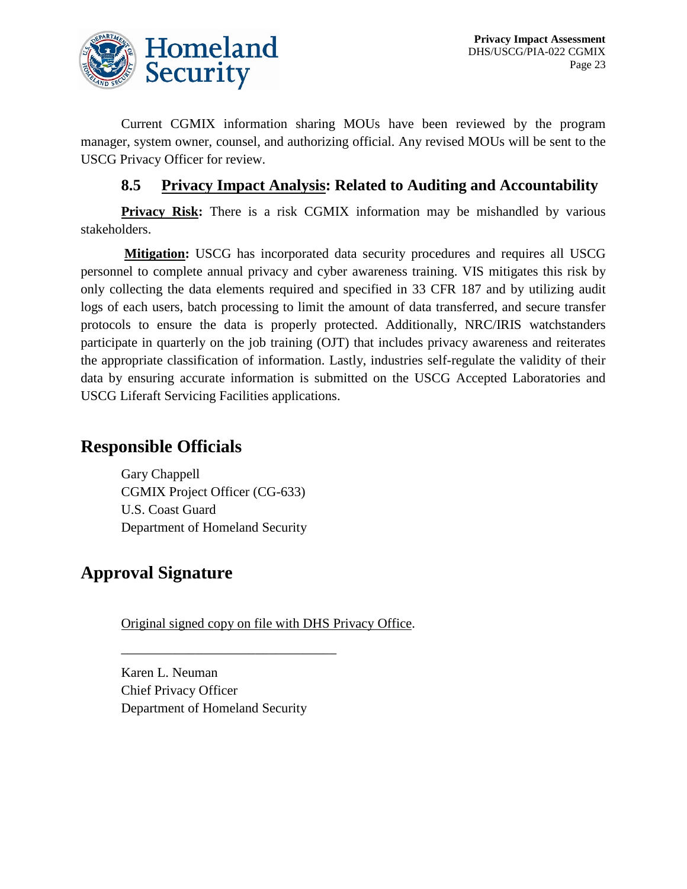Current CGMIX information sharing MOUs have been reviewed by the program manager, system owner, counsel, and authorizing official. Any revised MOUs will be sent to the USCG Privacy Officer for review.

### 8.5 Privacy Impact Analysis: Related to Auditing and Accountability

**Privacy Risk:** There is a risk CGMIX information may be mishandled by various stakeholders.

**Mitigation:** USCG has incorporated data security procedures and requires all USCG personnel to complete annual privacy and cyber awareness training. VIS mitigates this risk by only collecting the data elements required and specified in 33 CFR 187 and by utilizing audit logs of each users, batch processing to limit the amount of data transferred, and secure transfer protocols to ensure the data is properly protected. Additionally, NRC/IRIS watchstanders participate in quarterly on the job training (OJT) that includes privacy awareness and reiterates the appropriate classification of information. Lastly, industries self-regulate the validity of their data by ensuring accurate information is submitted on the USCG Accepted Laboratories and USCG Liferaft Servicing Facilities applications.

## Responsible Officials

Gary Chappell
CGMIX Project Officer (CG-633)
U.S. Coast Guard
Department of Homeland Security

## Approval Signature

Original signed copy on file with DHS Privacy Office.

________________________________

Karen L. Neuman
Chief Privacy Officer
Department of Homeland Security